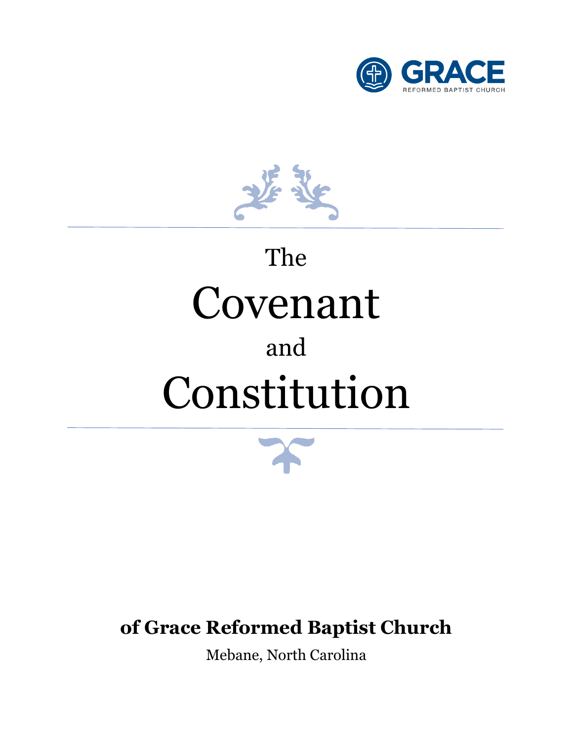GRACE

REFORMED BAPTIST CHURCH

# The Covenant and Constitution

**of Grace Reformed Baptist Church**

Mebane, North Carolina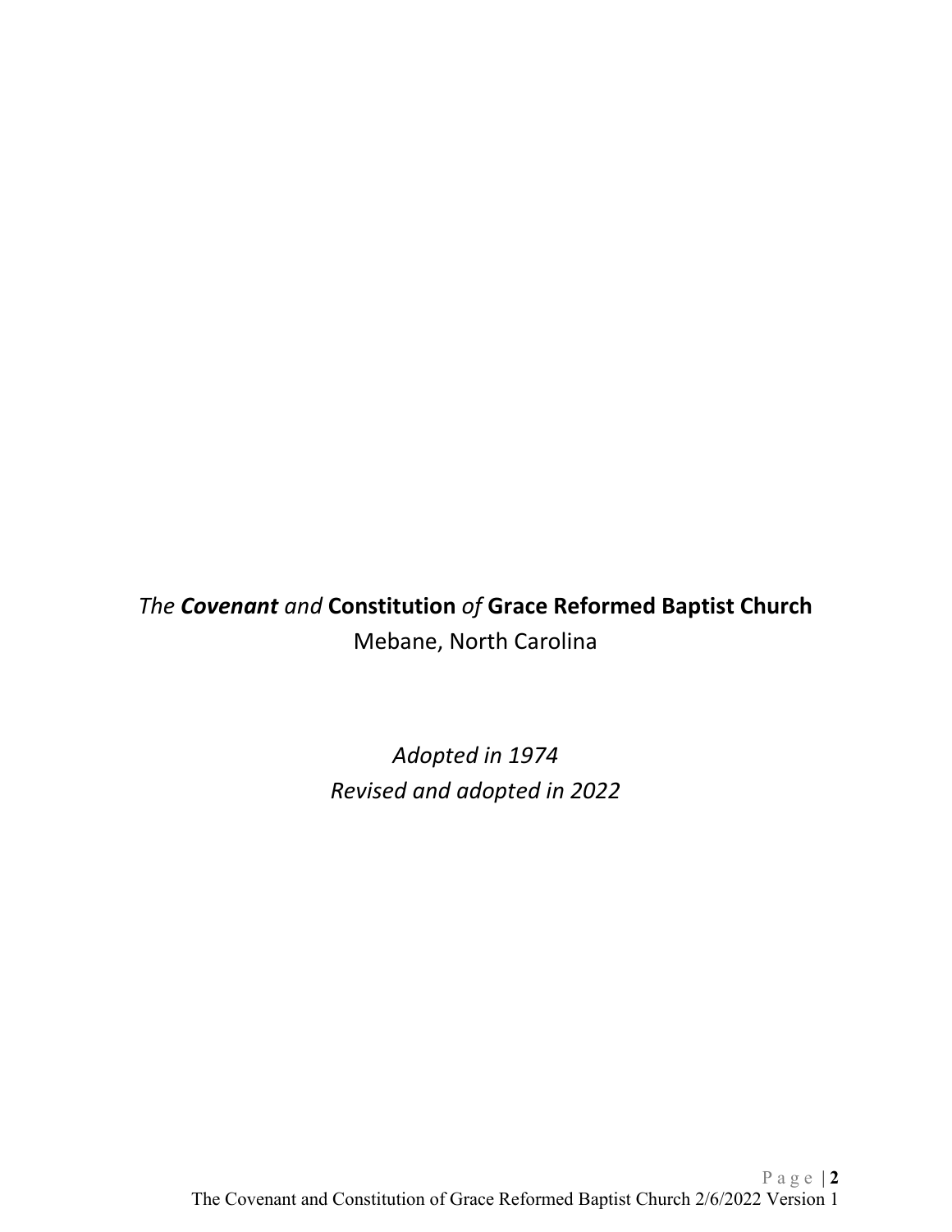*The* ***Covenant*** *and* **Constitution** *of* **Grace Reformed Baptist Church**

Mebane, North Carolina

*Adopted in 1974*

*Revised and adopted in 2022*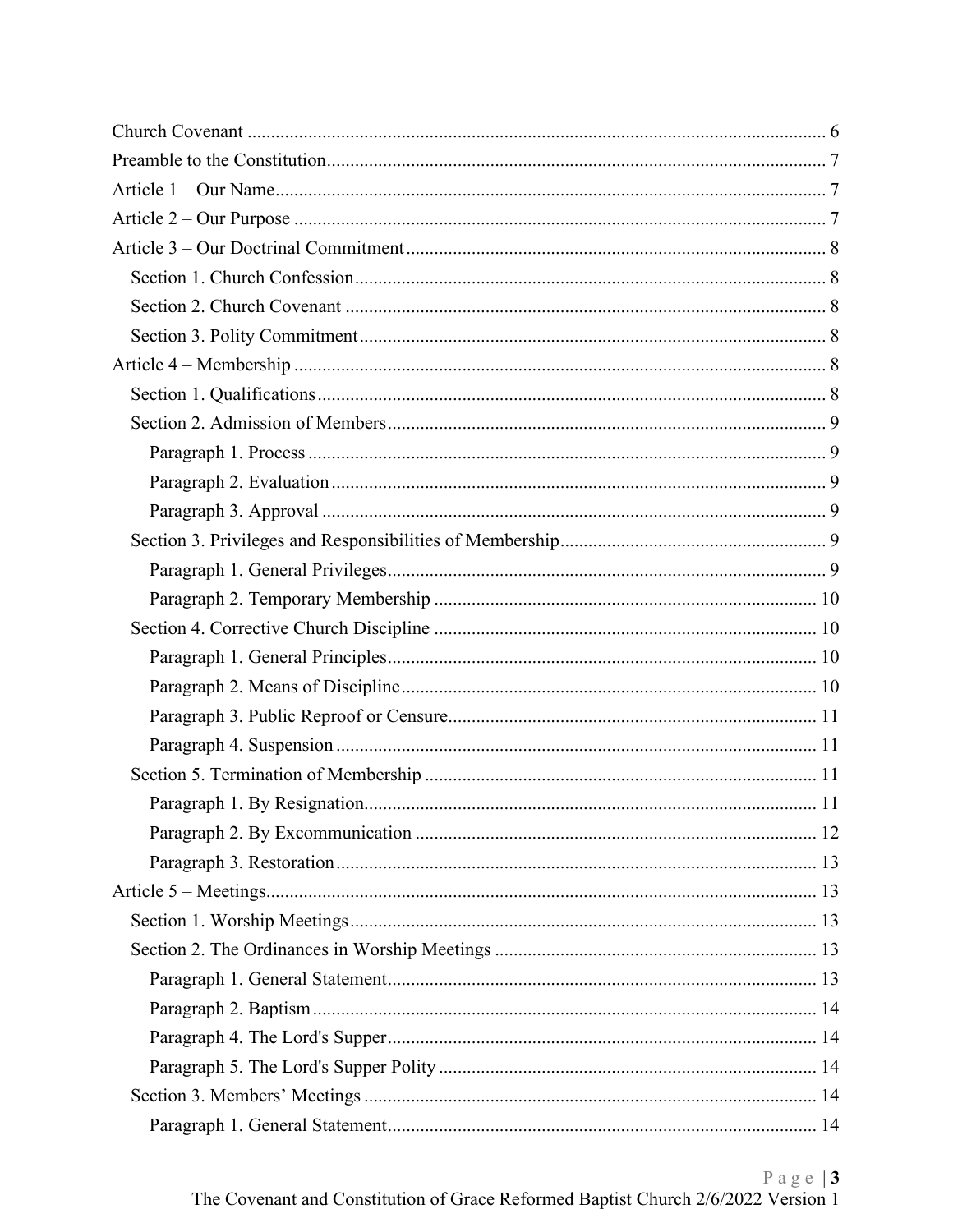Church Covenant ........................................................................................................... 6

Preamble to the Constitution.......................................................................................... 7

Article 1 – Our Name...................................................................................................... 7

Article 2 – Our Purpose ................................................................................................... 7

Article 3 – Our Doctrinal Commitment .......................................................................... 8

  Section 1. Church Confession..................................................................................... 8

  Section 2. Church Covenant ....................................................................................... 8

  Section 3. Polity Commitment.................................................................................... 8

Article 4 – Membership .................................................................................................. 8

  Section 1. Qualifications............................................................................................. 8

  Section 2. Admission of Members.............................................................................. 9

    Paragraph 1. Process ............................................................................................... 9

    Paragraph 2. Evaluation .......................................................................................... 9

    Paragraph 3. Approval ............................................................................................ 9

  Section 3. Privileges and Responsibilities of Membership......................................... 9

    Paragraph 1. General Privileges.............................................................................. 9

    Paragraph 2. Temporary Membership .................................................................. 10

  Section 4. Corrective Church Discipline .................................................................. 10

    Paragraph 1. General Principles............................................................................ 10

    Paragraph 2. Means of Discipline......................................................................... 10

    Paragraph 3. Public Reproof or Censure............................................................... 11

    Paragraph 4. Suspension ....................................................................................... 11

  Section 5. Termination of Membership .................................................................... 11

    Paragraph 1. By Resignation................................................................................. 11

    Paragraph 2. By Excommunication ...................................................................... 12

    Paragraph 3. Restoration....................................................................................... 13

Article 5 – Meetings...................................................................................................... 13

  Section 1. Worship Meetings.................................................................................... 13

  Section 2. The Ordinances in Worship Meetings ..................................................... 13

    Paragraph 1. General Statement............................................................................ 13

    Paragraph 2. Baptism ............................................................................................ 14

    Paragraph 4. The Lord's Supper............................................................................ 14

    Paragraph 5. The Lord's Supper Polity ................................................................. 14

  Section 3. Members' Meetings ................................................................................. 14

    Paragraph 1. General Statement............................................................................ 14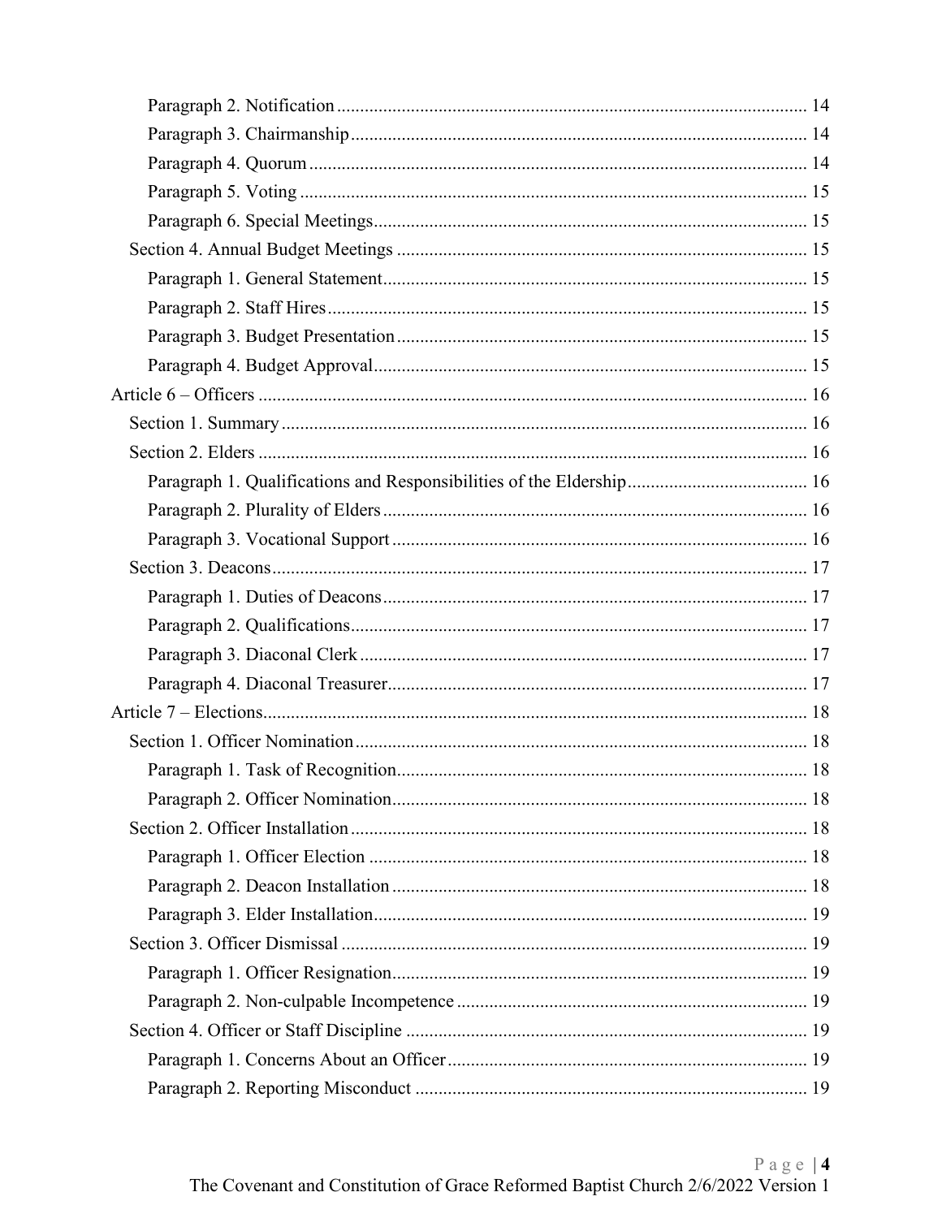Paragraph 2. Notification ........ 14
Paragraph 3. Chairmanship ........ 14
Paragraph 4. Quorum ........ 14
Paragraph 5. Voting ........ 15
Paragraph 6. Special Meetings ........ 15
Section 4. Annual Budget Meetings ........ 15
Paragraph 1. General Statement ........ 15
Paragraph 2. Staff Hires ........ 15
Paragraph 3. Budget Presentation ........ 15
Paragraph 4. Budget Approval ........ 15
Article 6 – Officers ........ 16
Section 1. Summary ........ 16
Section 2. Elders ........ 16
Paragraph 1. Qualifications and Responsibilities of the Eldership ........ 16
Paragraph 2. Plurality of Elders ........ 16
Paragraph 3. Vocational Support ........ 16
Section 3. Deacons ........ 17
Paragraph 1. Duties of Deacons ........ 17
Paragraph 2. Qualifications ........ 17
Paragraph 3. Diaconal Clerk ........ 17
Paragraph 4. Diaconal Treasurer ........ 17
Article 7 – Elections ........ 18
Section 1. Officer Nomination ........ 18
Paragraph 1. Task of Recognition ........ 18
Paragraph 2. Officer Nomination ........ 18
Section 2. Officer Installation ........ 18
Paragraph 1. Officer Election ........ 18
Paragraph 2. Deacon Installation ........ 18
Paragraph 3. Elder Installation ........ 19
Section 3. Officer Dismissal ........ 19
Paragraph 1. Officer Resignation ........ 19
Paragraph 2. Non-culpable Incompetence ........ 19
Section 4. Officer or Staff Discipline ........ 19
Paragraph 1. Concerns About an Officer ........ 19
Paragraph 2. Reporting Misconduct ........ 19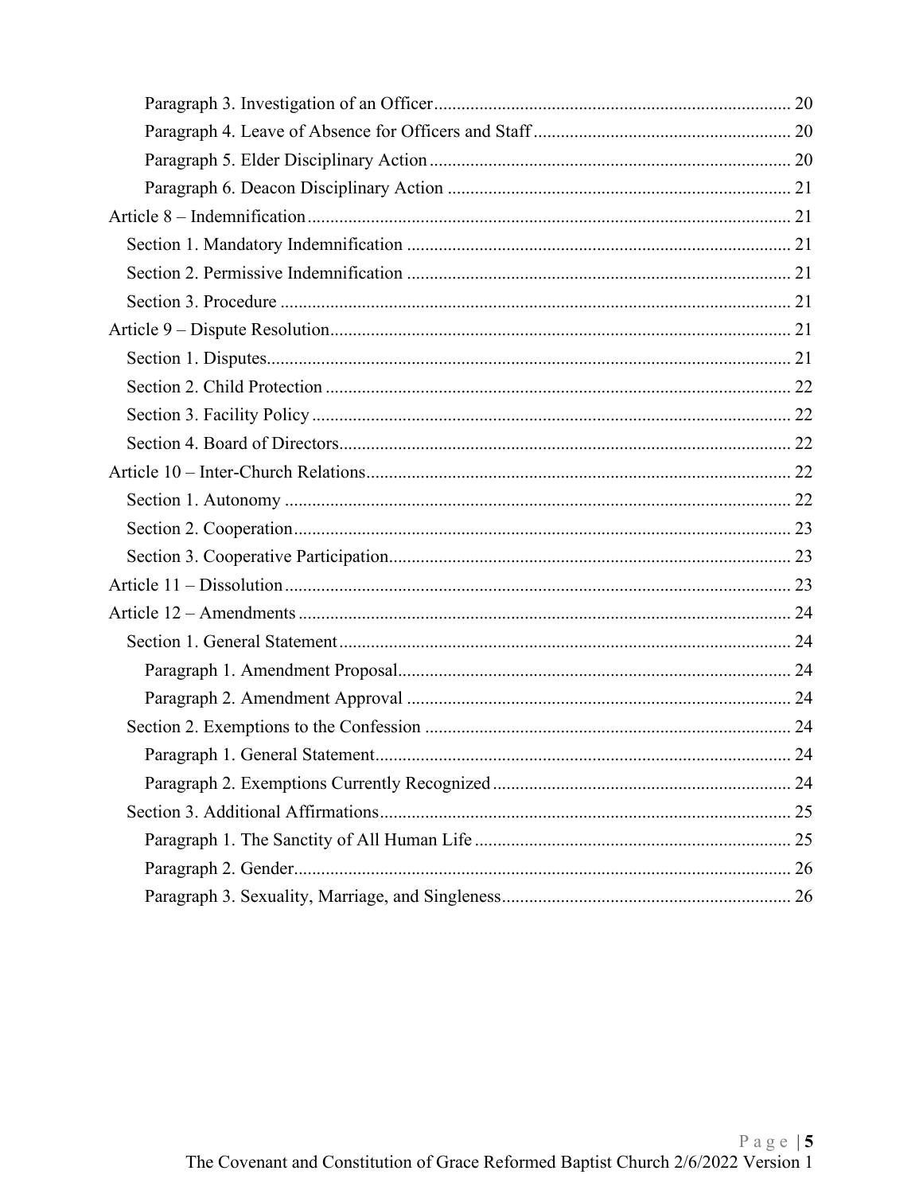Paragraph 3. Investigation of an Officer ........ 20
Paragraph 4. Leave of Absence for Officers and Staff ........ 20
Paragraph 5. Elder Disciplinary Action ........ 20
Paragraph 6. Deacon Disciplinary Action ........ 21

Article 8 – Indemnification ........ 21
Section 1. Mandatory Indemnification ........ 21
Section 2. Permissive Indemnification ........ 21
Section 3. Procedure ........ 21

Article 9 – Dispute Resolution ........ 21
Section 1. Disputes ........ 21
Section 2. Child Protection ........ 22
Section 3. Facility Policy ........ 22
Section 4. Board of Directors ........ 22

Article 10 – Inter-Church Relations ........ 22
Section 1. Autonomy ........ 22
Section 2. Cooperation ........ 23
Section 3. Cooperative Participation ........ 23

Article 11 – Dissolution ........ 23

Article 12 – Amendments ........ 24
Section 1. General Statement ........ 24
Paragraph 1. Amendment Proposal ........ 24
Paragraph 2. Amendment Approval ........ 24
Section 2. Exemptions to the Confession ........ 24
Paragraph 1. General Statement ........ 24
Paragraph 2. Exemptions Currently Recognized ........ 24
Section 3. Additional Affirmations ........ 25
Paragraph 1. The Sanctity of All Human Life ........ 25
Paragraph 2. Gender ........ 26
Paragraph 3. Sexuality, Marriage, and Singleness ........ 26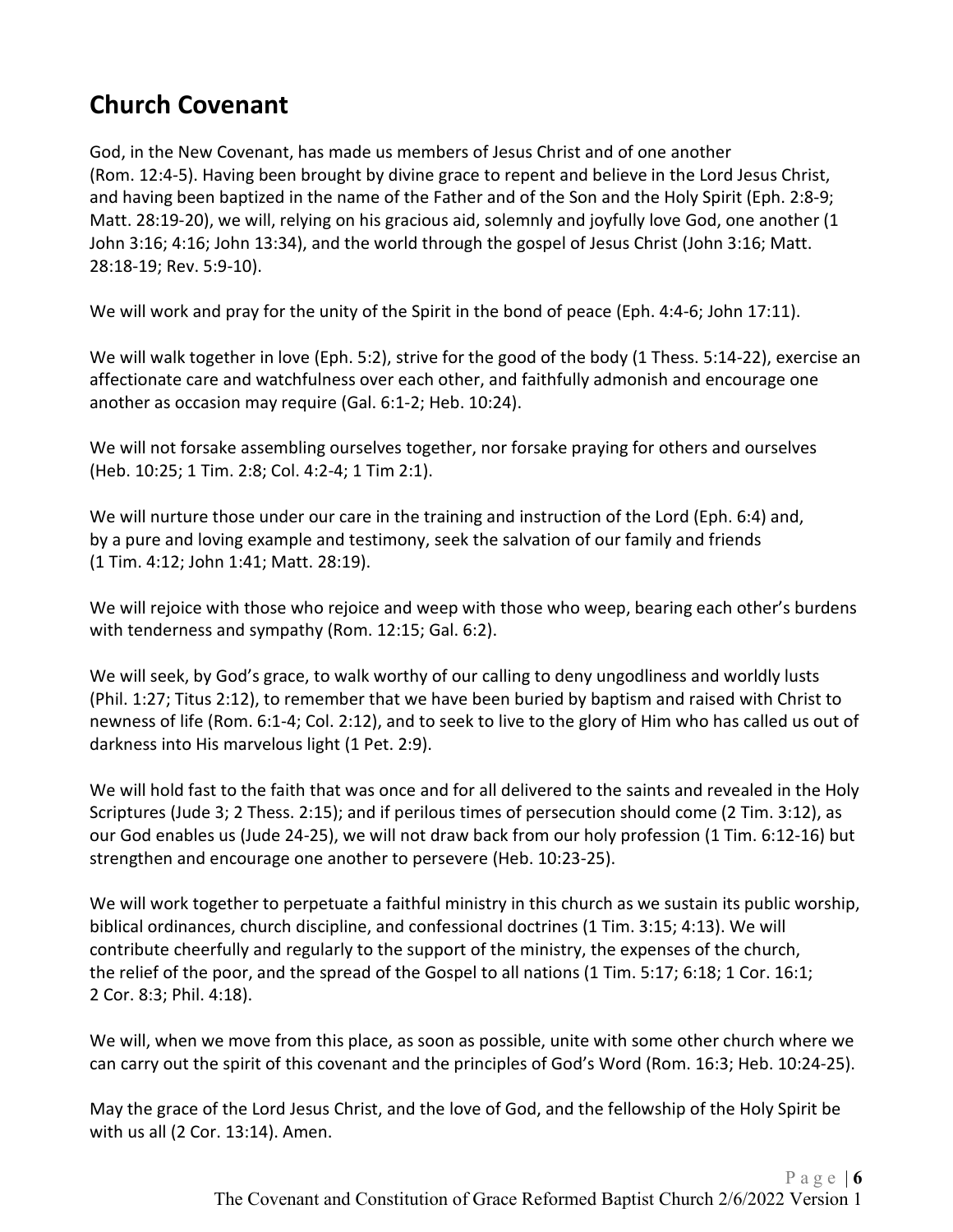## Church Covenant

God, in the New Covenant, has made us members of Jesus Christ and of one another (Rom. 12:4-5). Having been brought by divine grace to repent and believe in the Lord Jesus Christ, and having been baptized in the name of the Father and of the Son and the Holy Spirit (Eph. 2:8-9; Matt. 28:19-20), we will, relying on his gracious aid, solemnly and joyfully love God, one another (1 John 3:16; 4:16; John 13:34), and the world through the gospel of Jesus Christ (John 3:16; Matt. 28:18-19; Rev. 5:9-10).

We will work and pray for the unity of the Spirit in the bond of peace (Eph. 4:4-6; John 17:11).

We will walk together in love (Eph. 5:2), strive for the good of the body (1 Thess. 5:14-22), exercise an affectionate care and watchfulness over each other, and faithfully admonish and encourage one another as occasion may require (Gal. 6:1-2; Heb. 10:24).

We will not forsake assembling ourselves together, nor forsake praying for others and ourselves (Heb. 10:25; 1 Tim. 2:8; Col. 4:2-4; 1 Tim 2:1).

We will nurture those under our care in the training and instruction of the Lord (Eph. 6:4) and, by a pure and loving example and testimony, seek the salvation of our family and friends (1 Tim. 4:12; John 1:41; Matt. 28:19).

We will rejoice with those who rejoice and weep with those who weep, bearing each other's burdens with tenderness and sympathy (Rom. 12:15; Gal. 6:2).

We will seek, by God's grace, to walk worthy of our calling to deny ungodliness and worldly lusts (Phil. 1:27; Titus 2:12), to remember that we have been buried by baptism and raised with Christ to newness of life (Rom. 6:1-4; Col. 2:12), and to seek to live to the glory of Him who has called us out of darkness into His marvelous light (1 Pet. 2:9).

We will hold fast to the faith that was once and for all delivered to the saints and revealed in the Holy Scriptures (Jude 3; 2 Thess. 2:15); and if perilous times of persecution should come (2 Tim. 3:12), as our God enables us (Jude 24-25), we will not draw back from our holy profession (1 Tim. 6:12-16) but strengthen and encourage one another to persevere (Heb. 10:23-25).

We will work together to perpetuate a faithful ministry in this church as we sustain its public worship, biblical ordinances, church discipline, and confessional doctrines (1 Tim. 3:15; 4:13). We will contribute cheerfully and regularly to the support of the ministry, the expenses of the church, the relief of the poor, and the spread of the Gospel to all nations (1 Tim. 5:17; 6:18; 1 Cor. 16:1; 2 Cor. 8:3; Phil. 4:18).

We will, when we move from this place, as soon as possible, unite with some other church where we can carry out the spirit of this covenant and the principles of God's Word (Rom. 16:3; Heb. 10:24-25).

May the grace of the Lord Jesus Christ, and the love of God, and the fellowship of the Holy Spirit be with us all (2 Cor. 13:14). Amen.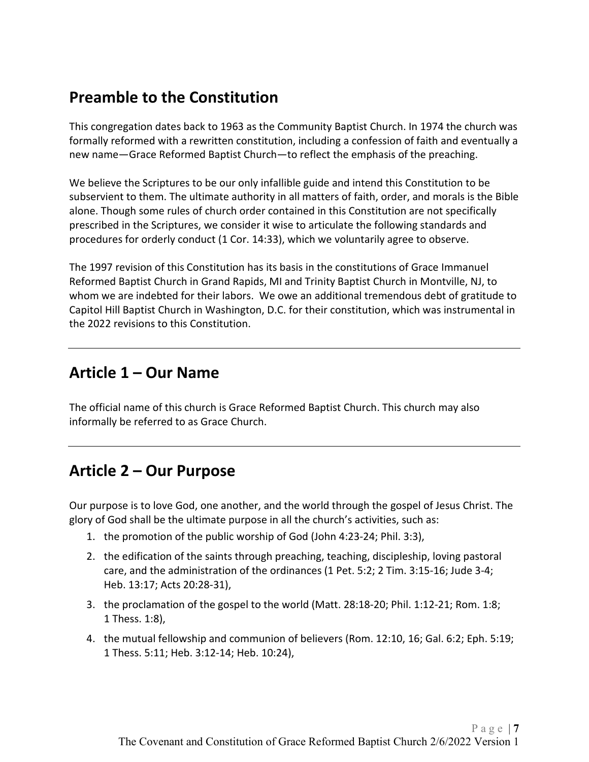## Preamble to the Constitution

This congregation dates back to 1963 as the Community Baptist Church. In 1974 the church was formally reformed with a rewritten constitution, including a confession of faith and eventually a new name—Grace Reformed Baptist Church—to reflect the emphasis of the preaching.

We believe the Scriptures to be our only infallible guide and intend this Constitution to be subservient to them. The ultimate authority in all matters of faith, order, and morals is the Bible alone. Though some rules of church order contained in this Constitution are not specifically prescribed in the Scriptures, we consider it wise to articulate the following standards and procedures for orderly conduct (1 Cor. 14:33), which we voluntarily agree to observe.

The 1997 revision of this Constitution has its basis in the constitutions of Grace Immanuel Reformed Baptist Church in Grand Rapids, MI and Trinity Baptist Church in Montville, NJ, to whom we are indebted for their labors. We owe an additional tremendous debt of gratitude to Capitol Hill Baptist Church in Washington, D.C. for their constitution, which was instrumental in the 2022 revisions to this Constitution.

---

## Article 1 – Our Name

The official name of this church is Grace Reformed Baptist Church. This church may also informally be referred to as Grace Church.

---

## Article 2 – Our Purpose

Our purpose is to love God, one another, and the world through the gospel of Jesus Christ. The glory of God shall be the ultimate purpose in all the church's activities, such as:

1. the promotion of the public worship of God (John 4:23-24; Phil. 3:3),
2. the edification of the saints through preaching, teaching, discipleship, loving pastoral care, and the administration of the ordinances (1 Pet. 5:2; 2 Tim. 3:15-16; Jude 3-4; Heb. 13:17; Acts 20:28-31),
3. the proclamation of the gospel to the world (Matt. 28:18-20; Phil. 1:12-21; Rom. 1:8; 1 Thess. 1:8),
4. the mutual fellowship and communion of believers (Rom. 12:10, 16; Gal. 6:2; Eph. 5:19; 1 Thess. 5:11; Heb. 3:12-14; Heb. 10:24),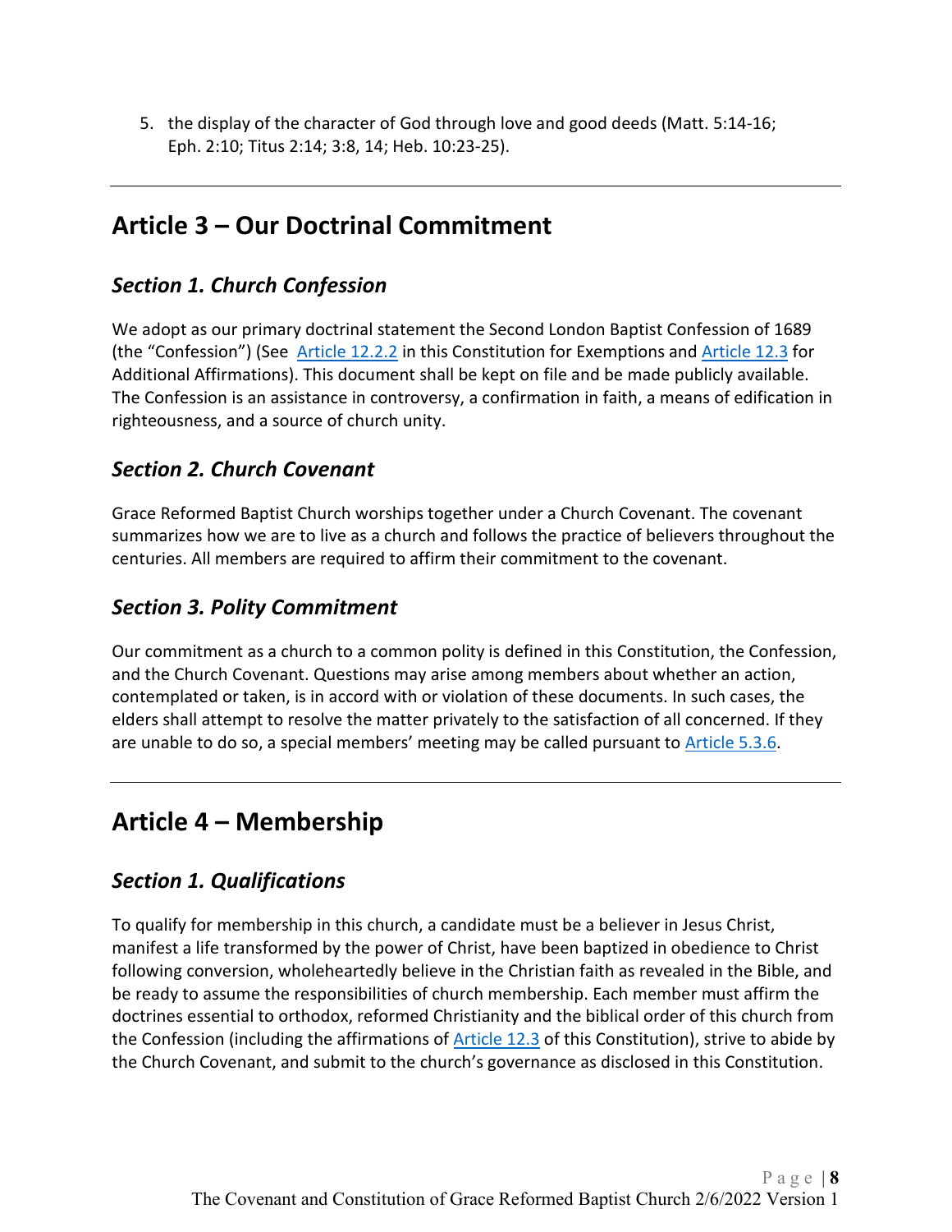5. the display of the character of God through love and good deeds (Matt. 5:14-16; Eph. 2:10; Titus 2:14; 3:8, 14; Heb. 10:23-25).

---

## Article 3 – Our Doctrinal Commitment

### *Section 1. Church Confession*

We adopt as our primary doctrinal statement the Second London Baptist Confession of 1689 (the "Confession") (See Article 12.2.2 in this Constitution for Exemptions and Article 12.3 for Additional Affirmations). This document shall be kept on file and be made publicly available. The Confession is an assistance in controversy, a confirmation in faith, a means of edification in righteousness, and a source of church unity.

### *Section 2. Church Covenant*

Grace Reformed Baptist Church worships together under a Church Covenant. The covenant summarizes how we are to live as a church and follows the practice of believers throughout the centuries. All members are required to affirm their commitment to the covenant.

### *Section 3. Polity Commitment*

Our commitment as a church to a common polity is defined in this Constitution, the Confession, and the Church Covenant. Questions may arise among members about whether an action, contemplated or taken, is in accord with or violation of these documents. In such cases, the elders shall attempt to resolve the matter privately to the satisfaction of all concerned. If they are unable to do so, a special members' meeting may be called pursuant to Article 5.3.6.

---

## Article 4 – Membership

### *Section 1. Qualifications*

To qualify for membership in this church, a candidate must be a believer in Jesus Christ, manifest a life transformed by the power of Christ, have been baptized in obedience to Christ following conversion, wholeheartedly believe in the Christian faith as revealed in the Bible, and be ready to assume the responsibilities of church membership. Each member must affirm the doctrines essential to orthodox, reformed Christianity and the biblical order of this church from the Confession (including the affirmations of Article 12.3 of this Constitution), strive to abide by the Church Covenant, and submit to the church's governance as disclosed in this Constitution.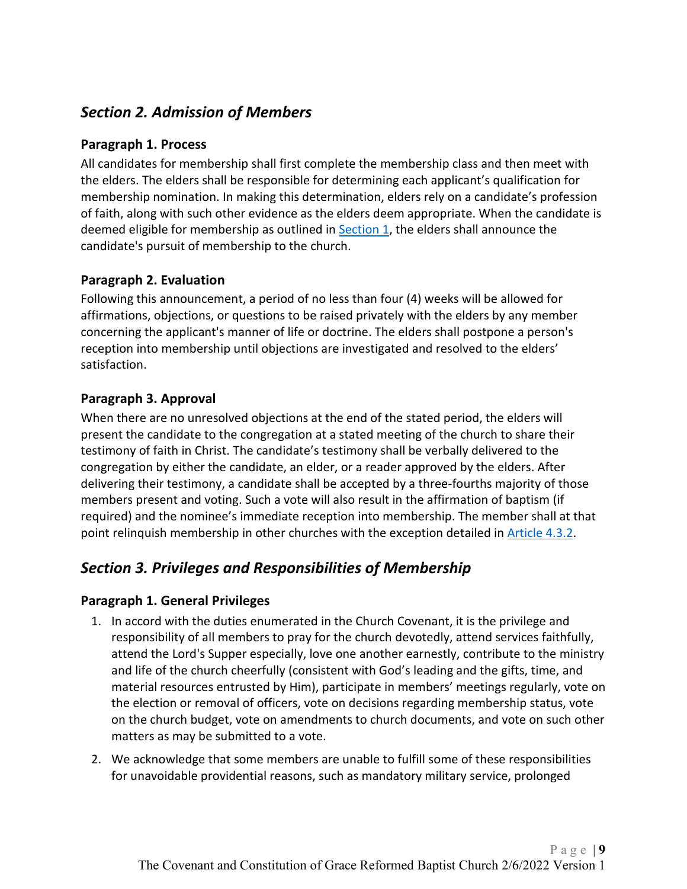## *Section 2. Admission of Members*

### Paragraph 1. Process

All candidates for membership shall first complete the membership class and then meet with the elders. The elders shall be responsible for determining each applicant's qualification for membership nomination. In making this determination, elders rely on a candidate's profession of faith, along with such other evidence as the elders deem appropriate. When the candidate is deemed eligible for membership as outlined in [Section 1](), the elders shall announce the candidate's pursuit of membership to the church.

### Paragraph 2. Evaluation

Following this announcement, a period of no less than four (4) weeks will be allowed for affirmations, objections, or questions to be raised privately with the elders by any member concerning the applicant's manner of life or doctrine. The elders shall postpone a person's reception into membership until objections are investigated and resolved to the elders' satisfaction.

### Paragraph 3. Approval

When there are no unresolved objections at the end of the stated period, the elders will present the candidate to the congregation at a stated meeting of the church to share their testimony of faith in Christ. The candidate's testimony shall be verbally delivered to the congregation by either the candidate, an elder, or a reader approved by the elders. After delivering their testimony, a candidate shall be accepted by a three-fourths majority of those members present and voting. Such a vote will also result in the affirmation of baptism (if required) and the nominee's immediate reception into membership. The member shall at that point relinquish membership in other churches with the exception detailed in [Article 4.3.2]().

## *Section 3. Privileges and Responsibilities of Membership*

### Paragraph 1. General Privileges

1. In accord with the duties enumerated in the Church Covenant, it is the privilege and responsibility of all members to pray for the church devotedly, attend services faithfully, attend the Lord's Supper especially, love one another earnestly, contribute to the ministry and life of the church cheerfully (consistent with God's leading and the gifts, time, and material resources entrusted by Him), participate in members' meetings regularly, vote on the election or removal of officers, vote on decisions regarding membership status, vote on the church budget, vote on amendments to church documents, and vote on such other matters as may be submitted to a vote.

2. We acknowledge that some members are unable to fulfill some of these responsibilities for unavoidable providential reasons, such as mandatory military service, prolonged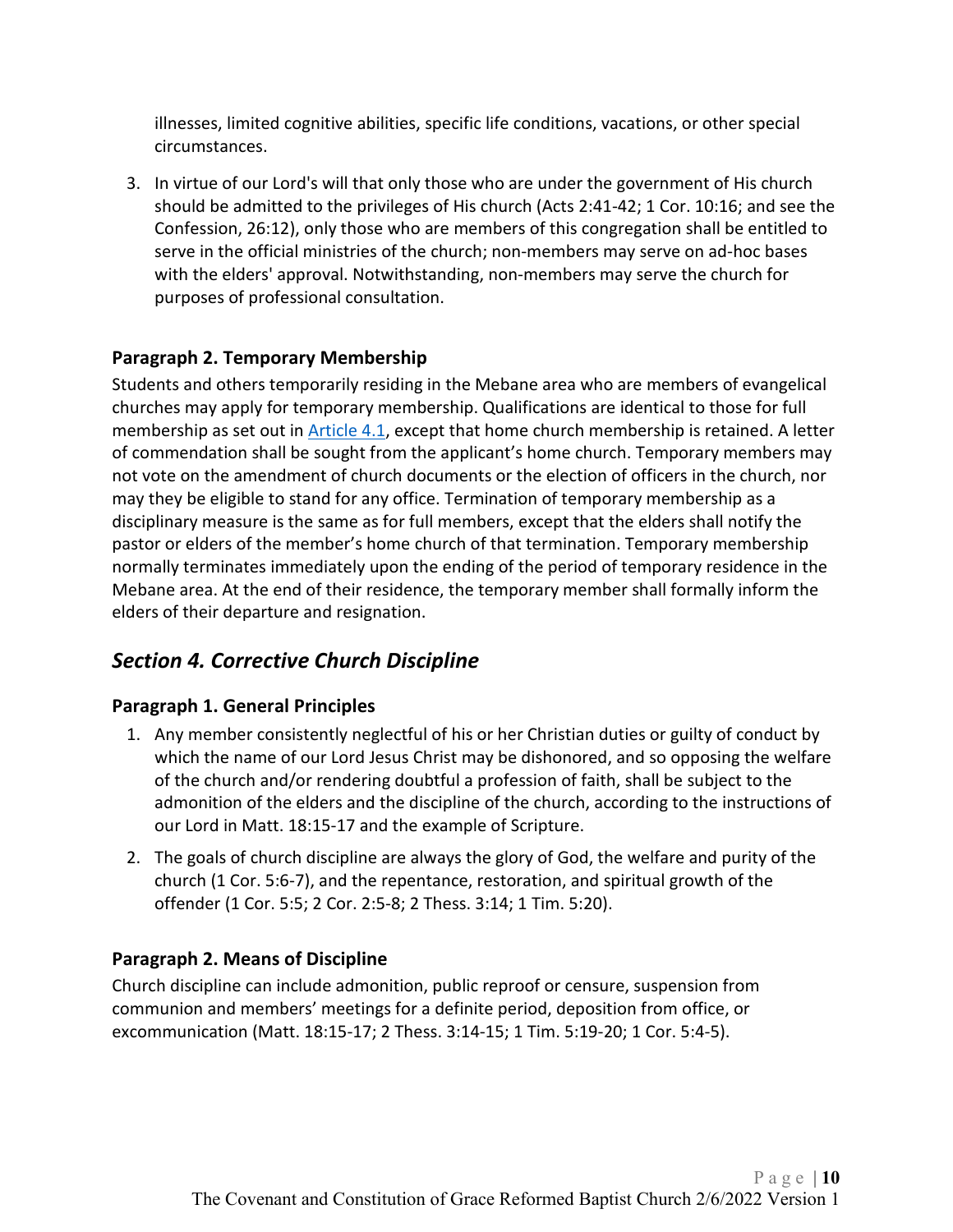illnesses, limited cognitive abilities, specific life conditions, vacations, or other special circumstances.

3. In virtue of our Lord's will that only those who are under the government of His church should be admitted to the privileges of His church (Acts 2:41-42; 1 Cor. 10:16; and see the Confession, 26:12), only those who are members of this congregation shall be entitled to serve in the official ministries of the church; non-members may serve on ad-hoc bases with the elders' approval. Notwithstanding, non-members may serve the church for purposes of professional consultation.

### Paragraph 2. Temporary Membership

Students and others temporarily residing in the Mebane area who are members of evangelical churches may apply for temporary membership. Qualifications are identical to those for full membership as set out in Article 4.1, except that home church membership is retained. A letter of commendation shall be sought from the applicant's home church. Temporary members may not vote on the amendment of church documents or the election of officers in the church, nor may they be eligible to stand for any office. Termination of temporary membership as a disciplinary measure is the same as for full members, except that the elders shall notify the pastor or elders of the member's home church of that termination. Temporary membership normally terminates immediately upon the ending of the period of temporary residence in the Mebane area. At the end of their residence, the temporary member shall formally inform the elders of their departure and resignation.

## *Section 4. Corrective Church Discipline*

### Paragraph 1. General Principles

1. Any member consistently neglectful of his or her Christian duties or guilty of conduct by which the name of our Lord Jesus Christ may be dishonored, and so opposing the welfare of the church and/or rendering doubtful a profession of faith, shall be subject to the admonition of the elders and the discipline of the church, according to the instructions of our Lord in Matt. 18:15-17 and the example of Scripture.
2. The goals of church discipline are always the glory of God, the welfare and purity of the church (1 Cor. 5:6-7), and the repentance, restoration, and spiritual growth of the offender (1 Cor. 5:5; 2 Cor. 2:5-8; 2 Thess. 3:14; 1 Tim. 5:20).

### Paragraph 2. Means of Discipline

Church discipline can include admonition, public reproof or censure, suspension from communion and members' meetings for a definite period, deposition from office, or excommunication (Matt. 18:15-17; 2 Thess. 3:14-15; 1 Tim. 5:19-20; 1 Cor. 5:4-5).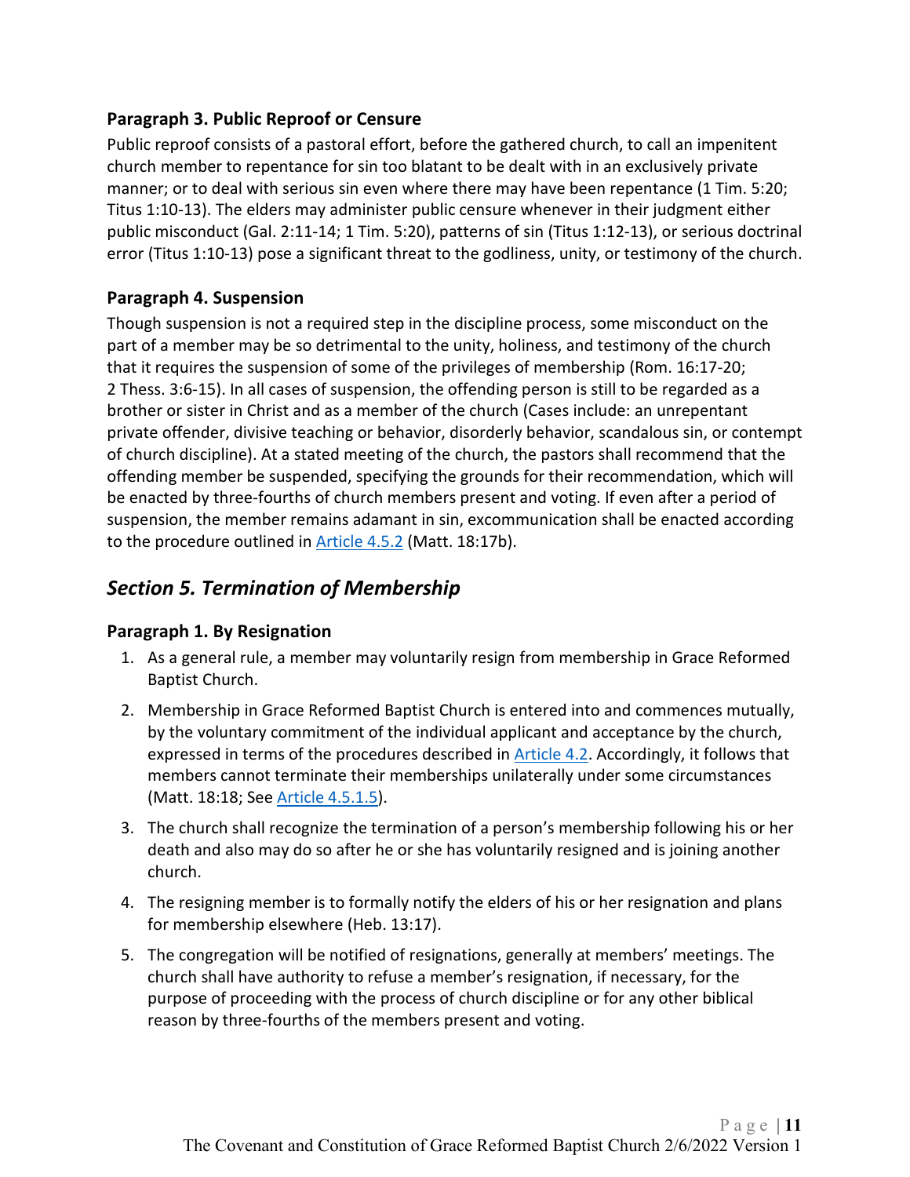### Paragraph 3. Public Reproof or Censure

Public reproof consists of a pastoral effort, before the gathered church, to call an impenitent church member to repentance for sin too blatant to be dealt with in an exclusively private manner; or to deal with serious sin even where there may have been repentance (1 Tim. 5:20; Titus 1:10-13). The elders may administer public censure whenever in their judgment either public misconduct (Gal. 2:11-14; 1 Tim. 5:20), patterns of sin (Titus 1:12-13), or serious doctrinal error (Titus 1:10-13) pose a significant threat to the godliness, unity, or testimony of the church.

### Paragraph 4. Suspension

Though suspension is not a required step in the discipline process, some misconduct on the part of a member may be so detrimental to the unity, holiness, and testimony of the church that it requires the suspension of some of the privileges of membership (Rom. 16:17-20; 2 Thess. 3:6-15). In all cases of suspension, the offending person is still to be regarded as a brother or sister in Christ and as a member of the church (Cases include: an unrepentant private offender, divisive teaching or behavior, disorderly behavior, scandalous sin, or contempt of church discipline). At a stated meeting of the church, the pastors shall recommend that the offending member be suspended, specifying the grounds for their recommendation, which will be enacted by three-fourths of church members present and voting. If even after a period of suspension, the member remains adamant in sin, excommunication shall be enacted according to the procedure outlined in Article 4.5.2 (Matt. 18:17b).

## *Section 5. Termination of Membership*

### Paragraph 1. By Resignation

1. As a general rule, a member may voluntarily resign from membership in Grace Reformed Baptist Church.
2. Membership in Grace Reformed Baptist Church is entered into and commences mutually, by the voluntary commitment of the individual applicant and acceptance by the church, expressed in terms of the procedures described in Article 4.2. Accordingly, it follows that members cannot terminate their memberships unilaterally under some circumstances (Matt. 18:18; See Article 4.5.1.5).
3. The church shall recognize the termination of a person's membership following his or her death and also may do so after he or she has voluntarily resigned and is joining another church.
4. The resigning member is to formally notify the elders of his or her resignation and plans for membership elsewhere (Heb. 13:17).
5. The congregation will be notified of resignations, generally at members' meetings. The church shall have authority to refuse a member's resignation, if necessary, for the purpose of proceeding with the process of church discipline or for any other biblical reason by three-fourths of the members present and voting.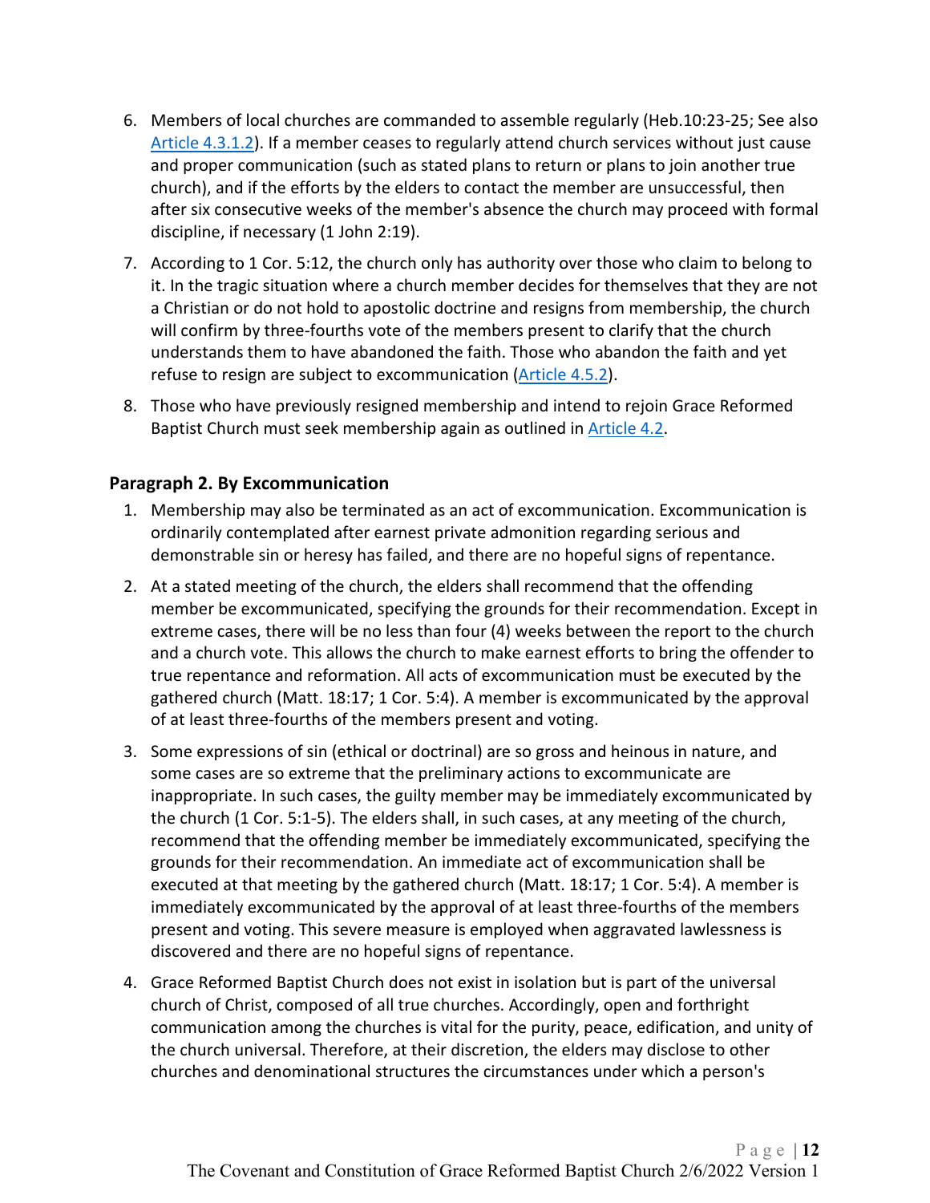6. Members of local churches are commanded to assemble regularly (Heb.10:23-25; See also Article 4.3.1.2). If a member ceases to regularly attend church services without just cause and proper communication (such as stated plans to return or plans to join another true church), and if the efforts by the elders to contact the member are unsuccessful, then after six consecutive weeks of the member's absence the church may proceed with formal discipline, if necessary (1 John 2:19).
7. According to 1 Cor. 5:12, the church only has authority over those who claim to belong to it. In the tragic situation where a church member decides for themselves that they are not a Christian or do not hold to apostolic doctrine and resigns from membership, the church will confirm by three-fourths vote of the members present to clarify that the church understands them to have abandoned the faith. Those who abandon the faith and yet refuse to resign are subject to excommunication (Article 4.5.2).
8. Those who have previously resigned membership and intend to rejoin Grace Reformed Baptist Church must seek membership again as outlined in Article 4.2.

### Paragraph 2. By Excommunication

1. Membership may also be terminated as an act of excommunication. Excommunication is ordinarily contemplated after earnest private admonition regarding serious and demonstrable sin or heresy has failed, and there are no hopeful signs of repentance.
2. At a stated meeting of the church, the elders shall recommend that the offending member be excommunicated, specifying the grounds for their recommendation. Except in extreme cases, there will be no less than four (4) weeks between the report to the church and a church vote. This allows the church to make earnest efforts to bring the offender to true repentance and reformation. All acts of excommunication must be executed by the gathered church (Matt. 18:17; 1 Cor. 5:4). A member is excommunicated by the approval of at least three-fourths of the members present and voting.
3. Some expressions of sin (ethical or doctrinal) are so gross and heinous in nature, and some cases are so extreme that the preliminary actions to excommunicate are inappropriate. In such cases, the guilty member may be immediately excommunicated by the church (1 Cor. 5:1-5). The elders shall, in such cases, at any meeting of the church, recommend that the offending member be immediately excommunicated, specifying the grounds for their recommendation. An immediate act of excommunication shall be executed at that meeting by the gathered church (Matt. 18:17; 1 Cor. 5:4). A member is immediately excommunicated by the approval of at least three-fourths of the members present and voting. This severe measure is employed when aggravated lawlessness is discovered and there are no hopeful signs of repentance.
4. Grace Reformed Baptist Church does not exist in isolation but is part of the universal church of Christ, composed of all true churches. Accordingly, open and forthright communication among the churches is vital for the purity, peace, edification, and unity of the church universal. Therefore, at their discretion, the elders may disclose to other churches and denominational structures the circumstances under which a person's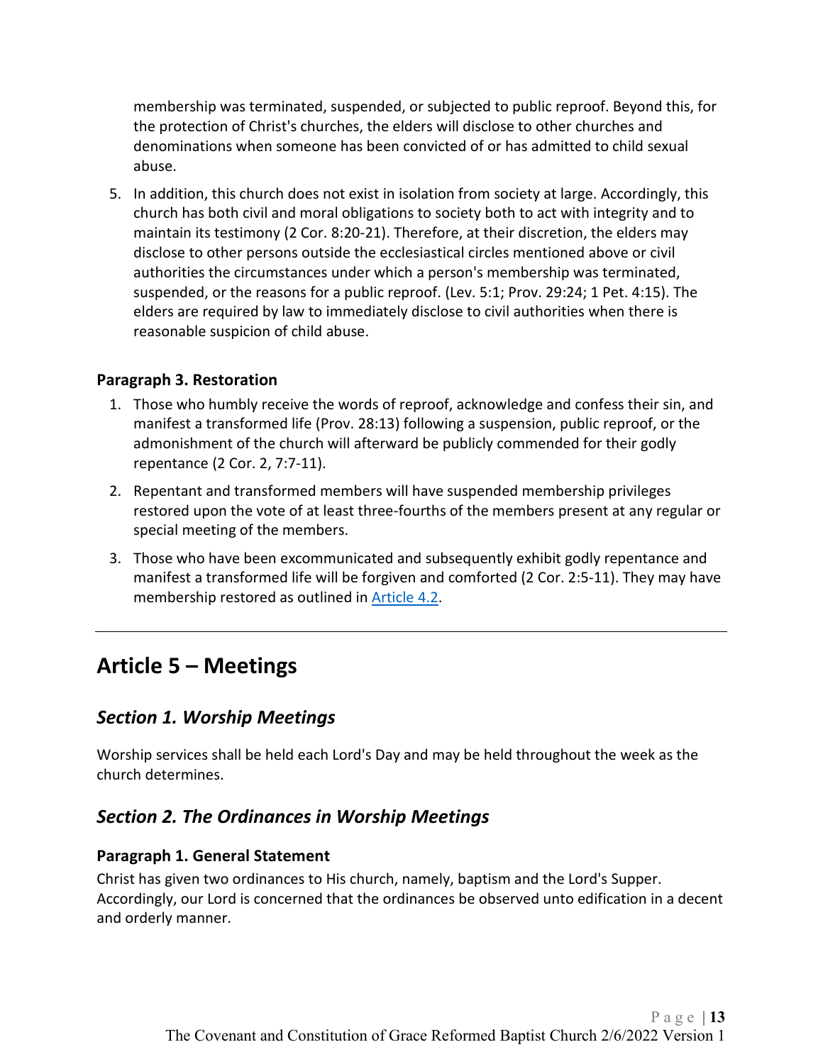membership was terminated, suspended, or subjected to public reproof. Beyond this, for the protection of Christ's churches, the elders will disclose to other churches and denominations when someone has been convicted of or has admitted to child sexual abuse.

5. In addition, this church does not exist in isolation from society at large. Accordingly, this church has both civil and moral obligations to society both to act with integrity and to maintain its testimony (2 Cor. 8:20-21). Therefore, at their discretion, the elders may disclose to other persons outside the ecclesiastical circles mentioned above or civil authorities the circumstances under which a person's membership was terminated, suspended, or the reasons for a public reproof. (Lev. 5:1; Prov. 29:24; 1 Pet. 4:15). The elders are required by law to immediately disclose to civil authorities when there is reasonable suspicion of child abuse.

#### Paragraph 3. Restoration

1. Those who humbly receive the words of reproof, acknowledge and confess their sin, and manifest a transformed life (Prov. 28:13) following a suspension, public reproof, or the admonishment of the church will afterward be publicly commended for their godly repentance (2 Cor. 2, 7:7-11).
2. Repentant and transformed members will have suspended membership privileges restored upon the vote of at least three-fourths of the members present at any regular or special meeting of the members.
3. Those who have been excommunicated and subsequently exhibit godly repentance and manifest a transformed life will be forgiven and comforted (2 Cor. 2:5-11). They may have membership restored as outlined in [Article 4.2](#).

---

# Article 5 – Meetings

## *Section 1. Worship Meetings*

Worship services shall be held each Lord's Day and may be held throughout the week as the church determines.

## *Section 2. The Ordinances in Worship Meetings*

#### Paragraph 1. General Statement

Christ has given two ordinances to His church, namely, baptism and the Lord's Supper. Accordingly, our Lord is concerned that the ordinances be observed unto edification in a decent and orderly manner.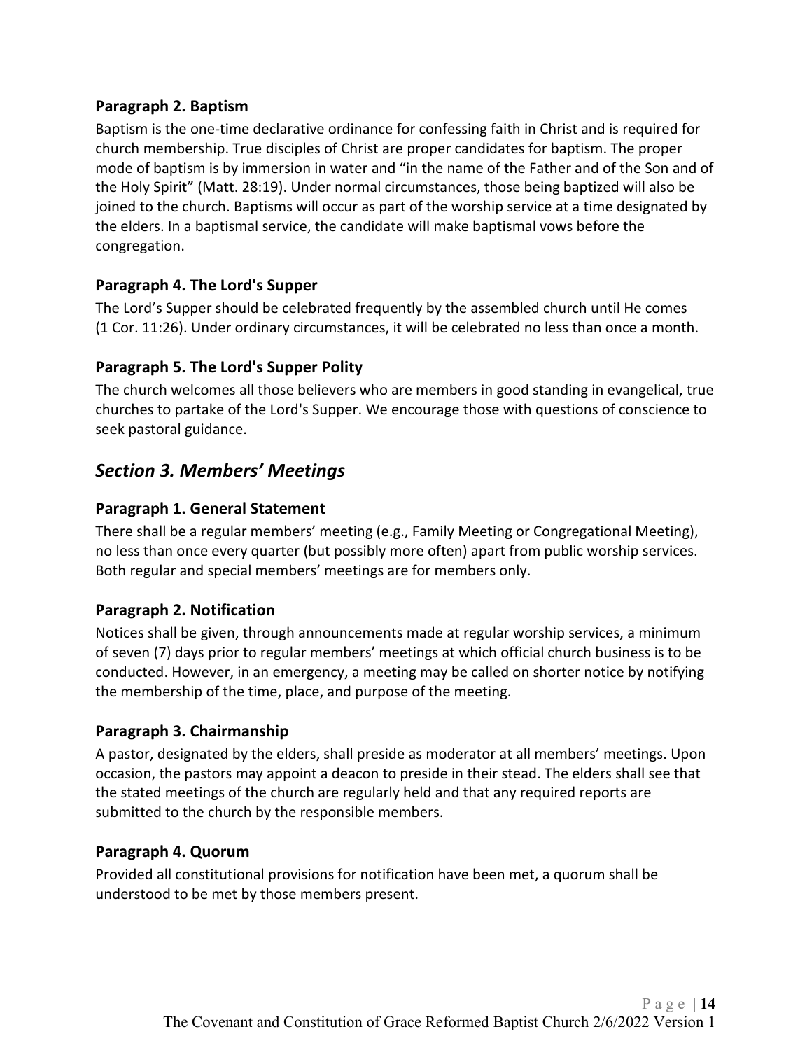### Paragraph 2. Baptism

Baptism is the one-time declarative ordinance for confessing faith in Christ and is required for church membership. True disciples of Christ are proper candidates for baptism. The proper mode of baptism is by immersion in water and "in the name of the Father and of the Son and of the Holy Spirit" (Matt. 28:19). Under normal circumstances, those being baptized will also be joined to the church. Baptisms will occur as part of the worship service at a time designated by the elders. In a baptismal service, the candidate will make baptismal vows before the congregation.

### Paragraph 4. The Lord's Supper

The Lord's Supper should be celebrated frequently by the assembled church until He comes (1 Cor. 11:26). Under ordinary circumstances, it will be celebrated no less than once a month.

### Paragraph 5. The Lord's Supper Polity

The church welcomes all those believers who are members in good standing in evangelical, true churches to partake of the Lord's Supper. We encourage those with questions of conscience to seek pastoral guidance.

## *Section 3. Members' Meetings*

### Paragraph 1. General Statement

There shall be a regular members' meeting (e.g., Family Meeting or Congregational Meeting), no less than once every quarter (but possibly more often) apart from public worship services. Both regular and special members' meetings are for members only.

### Paragraph 2. Notification

Notices shall be given, through announcements made at regular worship services, a minimum of seven (7) days prior to regular members' meetings at which official church business is to be conducted. However, in an emergency, a meeting may be called on shorter notice by notifying the membership of the time, place, and purpose of the meeting.

### Paragraph 3. Chairmanship

A pastor, designated by the elders, shall preside as moderator at all members' meetings. Upon occasion, the pastors may appoint a deacon to preside in their stead. The elders shall see that the stated meetings of the church are regularly held and that any required reports are submitted to the church by the responsible members.

### Paragraph 4. Quorum

Provided all constitutional provisions for notification have been met, a quorum shall be understood to be met by those members present.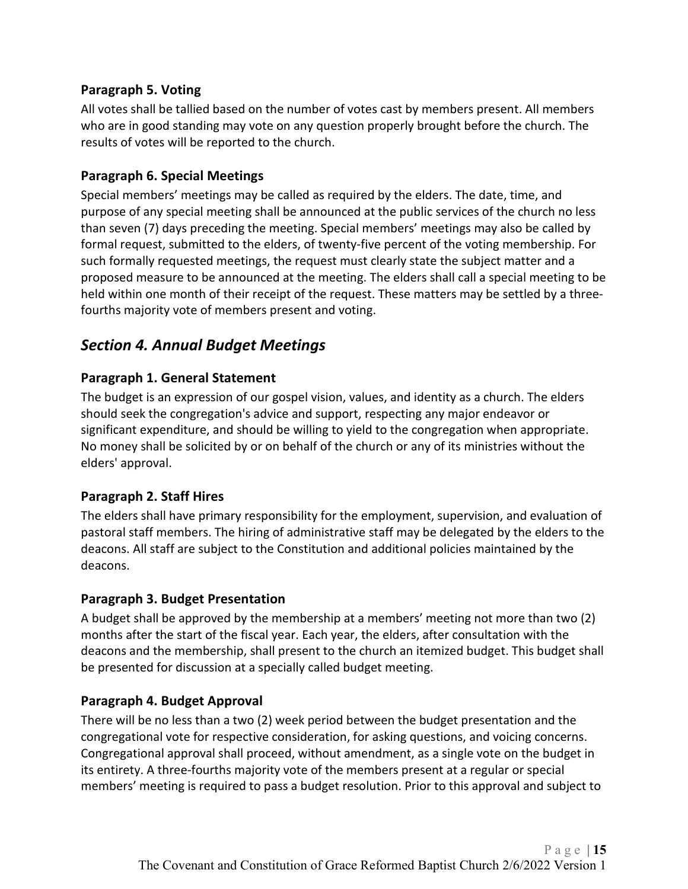### Paragraph 5. Voting

All votes shall be tallied based on the number of votes cast by members present. All members who are in good standing may vote on any question properly brought before the church. The results of votes will be reported to the church.

### Paragraph 6. Special Meetings

Special members' meetings may be called as required by the elders. The date, time, and purpose of any special meeting shall be announced at the public services of the church no less than seven (7) days preceding the meeting. Special members' meetings may also be called by formal request, submitted to the elders, of twenty-five percent of the voting membership. For such formally requested meetings, the request must clearly state the subject matter and a proposed measure to be announced at the meeting. The elders shall call a special meeting to be held within one month of their receipt of the request. These matters may be settled by a three-fourths majority vote of members present and voting.

## *Section 4. Annual Budget Meetings*

### Paragraph 1. General Statement

The budget is an expression of our gospel vision, values, and identity as a church. The elders should seek the congregation's advice and support, respecting any major endeavor or significant expenditure, and should be willing to yield to the congregation when appropriate. No money shall be solicited by or on behalf of the church or any of its ministries without the elders' approval.

### Paragraph 2. Staff Hires

The elders shall have primary responsibility for the employment, supervision, and evaluation of pastoral staff members. The hiring of administrative staff may be delegated by the elders to the deacons. All staff are subject to the Constitution and additional policies maintained by the deacons.

### Paragraph 3. Budget Presentation

A budget shall be approved by the membership at a members' meeting not more than two (2) months after the start of the fiscal year. Each year, the elders, after consultation with the deacons and the membership, shall present to the church an itemized budget. This budget shall be presented for discussion at a specially called budget meeting.

### Paragraph 4. Budget Approval

There will be no less than a two (2) week period between the budget presentation and the congregational vote for respective consideration, for asking questions, and voicing concerns. Congregational approval shall proceed, without amendment, as a single vote on the budget in its entirety. A three-fourths majority vote of the members present at a regular or special members' meeting is required to pass a budget resolution. Prior to this approval and subject to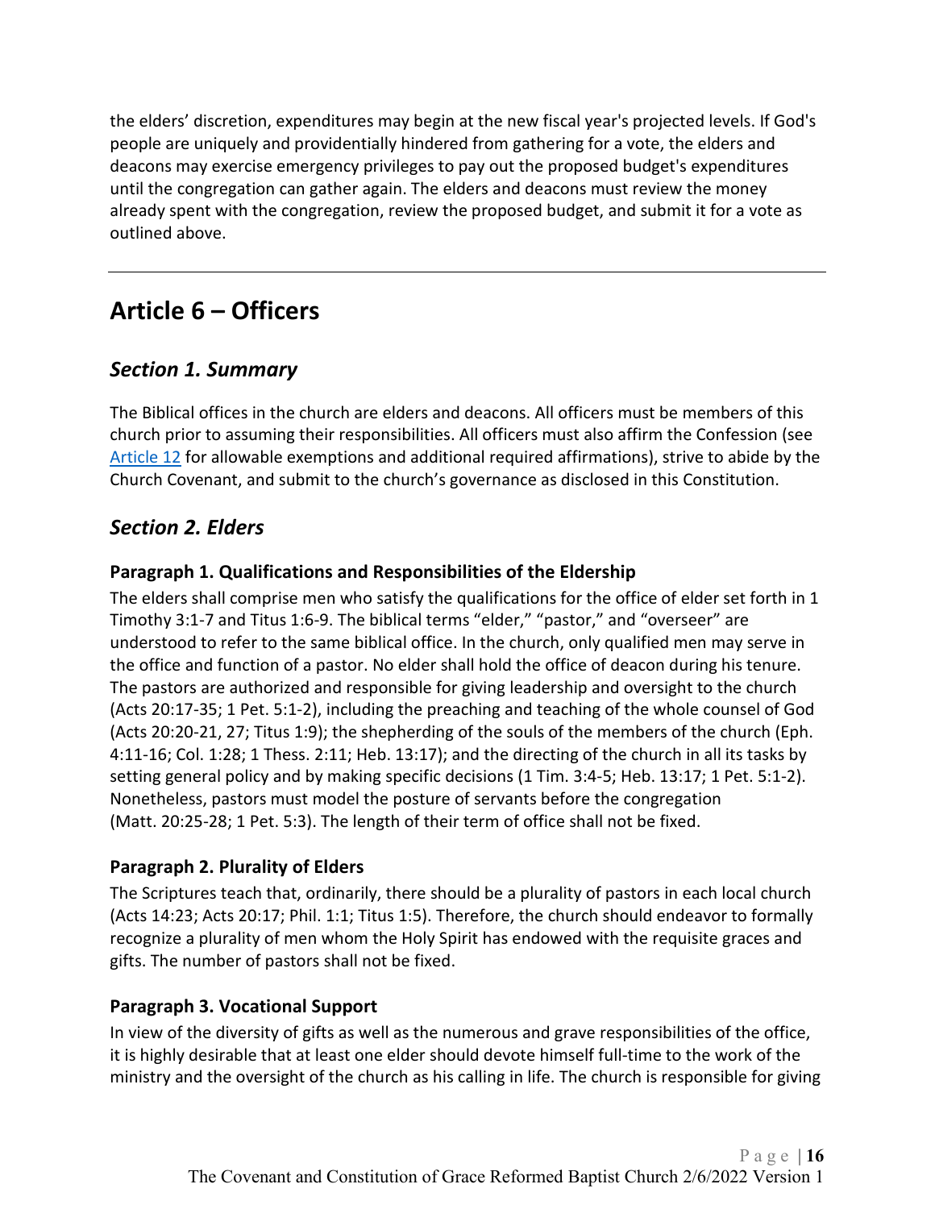the elders' discretion, expenditures may begin at the new fiscal year's projected levels. If God's people are uniquely and providentially hindered from gathering for a vote, the elders and deacons may exercise emergency privileges to pay out the proposed budget's expenditures until the congregation can gather again. The elders and deacons must review the money already spent with the congregation, review the proposed budget, and submit it for a vote as outlined above.

---

# Article 6 – Officers

## *Section 1. Summary*

The Biblical offices in the church are elders and deacons. All officers must be members of this church prior to assuming their responsibilities. All officers must also affirm the Confession (see Article 12 for allowable exemptions and additional required affirmations), strive to abide by the Church Covenant, and submit to the church's governance as disclosed in this Constitution.

## *Section 2. Elders*

### Paragraph 1. Qualifications and Responsibilities of the Eldership

The elders shall comprise men who satisfy the qualifications for the office of elder set forth in 1 Timothy 3:1-7 and Titus 1:6-9. The biblical terms "elder," "pastor," and "overseer" are understood to refer to the same biblical office. In the church, only qualified men may serve in the office and function of a pastor. No elder shall hold the office of deacon during his tenure. The pastors are authorized and responsible for giving leadership and oversight to the church (Acts 20:17-35; 1 Pet. 5:1-2), including the preaching and teaching of the whole counsel of God (Acts 20:20-21, 27; Titus 1:9); the shepherding of the souls of the members of the church (Eph. 4:11-16; Col. 1:28; 1 Thess. 2:11; Heb. 13:17); and the directing of the church in all its tasks by setting general policy and by making specific decisions (1 Tim. 3:4-5; Heb. 13:17; 1 Pet. 5:1-2). Nonetheless, pastors must model the posture of servants before the congregation (Matt. 20:25-28; 1 Pet. 5:3). The length of their term of office shall not be fixed.

### Paragraph 2. Plurality of Elders

The Scriptures teach that, ordinarily, there should be a plurality of pastors in each local church (Acts 14:23; Acts 20:17; Phil. 1:1; Titus 1:5). Therefore, the church should endeavor to formally recognize a plurality of men whom the Holy Spirit has endowed with the requisite graces and gifts. The number of pastors shall not be fixed.

### Paragraph 3. Vocational Support

In view of the diversity of gifts as well as the numerous and grave responsibilities of the office, it is highly desirable that at least one elder should devote himself full-time to the work of the ministry and the oversight of the church as his calling in life. The church is responsible for giving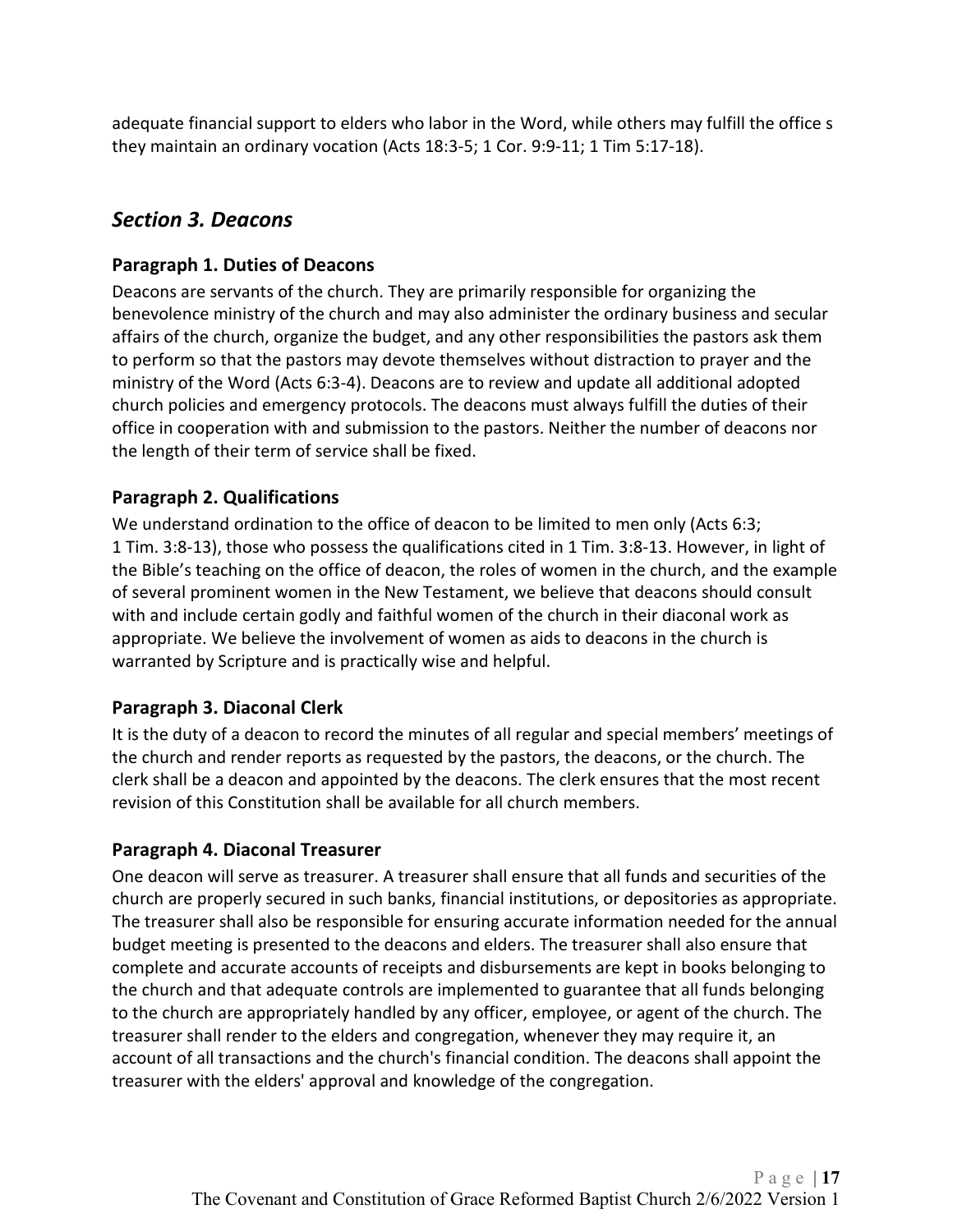adequate financial support to elders who labor in the Word, while others may fulfill the office s they maintain an ordinary vocation (Acts 18:3-5; 1 Cor. 9:9-11; 1 Tim 5:17-18).

## *Section 3. Deacons*

### Paragraph 1. Duties of Deacons

Deacons are servants of the church. They are primarily responsible for organizing the benevolence ministry of the church and may also administer the ordinary business and secular affairs of the church, organize the budget, and any other responsibilities the pastors ask them to perform so that the pastors may devote themselves without distraction to prayer and the ministry of the Word (Acts 6:3-4). Deacons are to review and update all additional adopted church policies and emergency protocols. The deacons must always fulfill the duties of their office in cooperation with and submission to the pastors. Neither the number of deacons nor the length of their term of service shall be fixed.

### Paragraph 2. Qualifications

We understand ordination to the office of deacon to be limited to men only (Acts 6:3; 1 Tim. 3:8-13), those who possess the qualifications cited in 1 Tim. 3:8-13. However, in light of the Bible's teaching on the office of deacon, the roles of women in the church, and the example of several prominent women in the New Testament, we believe that deacons should consult with and include certain godly and faithful women of the church in their diaconal work as appropriate. We believe the involvement of women as aids to deacons in the church is warranted by Scripture and is practically wise and helpful.

### Paragraph 3. Diaconal Clerk

It is the duty of a deacon to record the minutes of all regular and special members' meetings of the church and render reports as requested by the pastors, the deacons, or the church. The clerk shall be a deacon and appointed by the deacons. The clerk ensures that the most recent revision of this Constitution shall be available for all church members.

### Paragraph 4. Diaconal Treasurer

One deacon will serve as treasurer. A treasurer shall ensure that all funds and securities of the church are properly secured in such banks, financial institutions, or depositories as appropriate. The treasurer shall also be responsible for ensuring accurate information needed for the annual budget meeting is presented to the deacons and elders. The treasurer shall also ensure that complete and accurate accounts of receipts and disbursements are kept in books belonging to the church and that adequate controls are implemented to guarantee that all funds belonging to the church are appropriately handled by any officer, employee, or agent of the church. The treasurer shall render to the elders and congregation, whenever they may require it, an account of all transactions and the church's financial condition. The deacons shall appoint the treasurer with the elders' approval and knowledge of the congregation.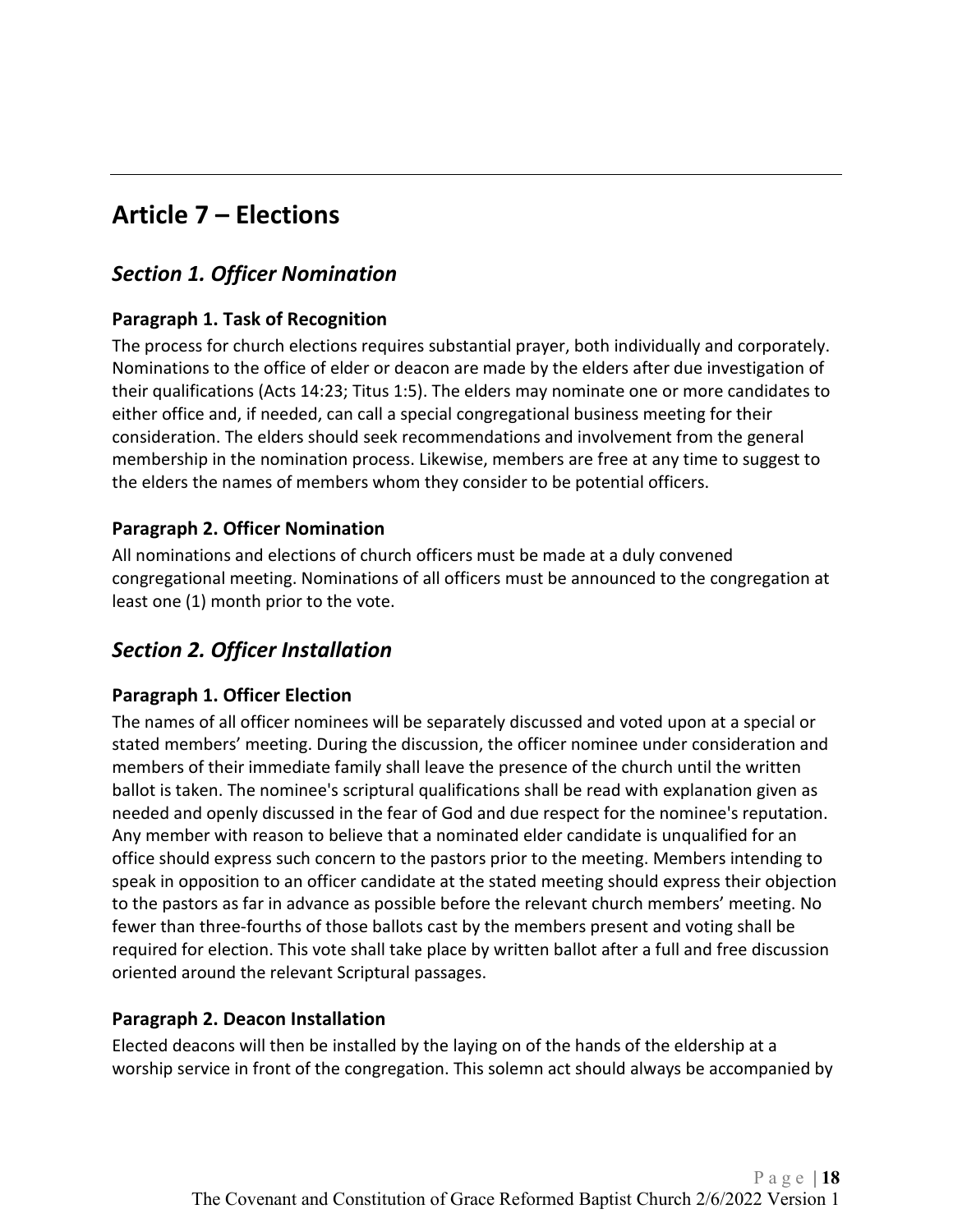## Article 7 – Elections

### *Section 1. Officer Nomination*

#### Paragraph 1. Task of Recognition

The process for church elections requires substantial prayer, both individually and corporately. Nominations to the office of elder or deacon are made by the elders after due investigation of their qualifications (Acts 14:23; Titus 1:5). The elders may nominate one or more candidates to either office and, if needed, can call a special congregational business meeting for their consideration. The elders should seek recommendations and involvement from the general membership in the nomination process. Likewise, members are free at any time to suggest to the elders the names of members whom they consider to be potential officers.

#### Paragraph 2. Officer Nomination

All nominations and elections of church officers must be made at a duly convened congregational meeting. Nominations of all officers must be announced to the congregation at least one (1) month prior to the vote.

### *Section 2. Officer Installation*

#### Paragraph 1. Officer Election

The names of all officer nominees will be separately discussed and voted upon at a special or stated members' meeting. During the discussion, the officer nominee under consideration and members of their immediate family shall leave the presence of the church until the written ballot is taken. The nominee's scriptural qualifications shall be read with explanation given as needed and openly discussed in the fear of God and due respect for the nominee's reputation. Any member with reason to believe that a nominated elder candidate is unqualified for an office should express such concern to the pastors prior to the meeting. Members intending to speak in opposition to an officer candidate at the stated meeting should express their objection to the pastors as far in advance as possible before the relevant church members' meeting. No fewer than three-fourths of those ballots cast by the members present and voting shall be required for election. This vote shall take place by written ballot after a full and free discussion oriented around the relevant Scriptural passages.

#### Paragraph 2. Deacon Installation

Elected deacons will then be installed by the laying on of the hands of the eldership at a worship service in front of the congregation. This solemn act should always be accompanied by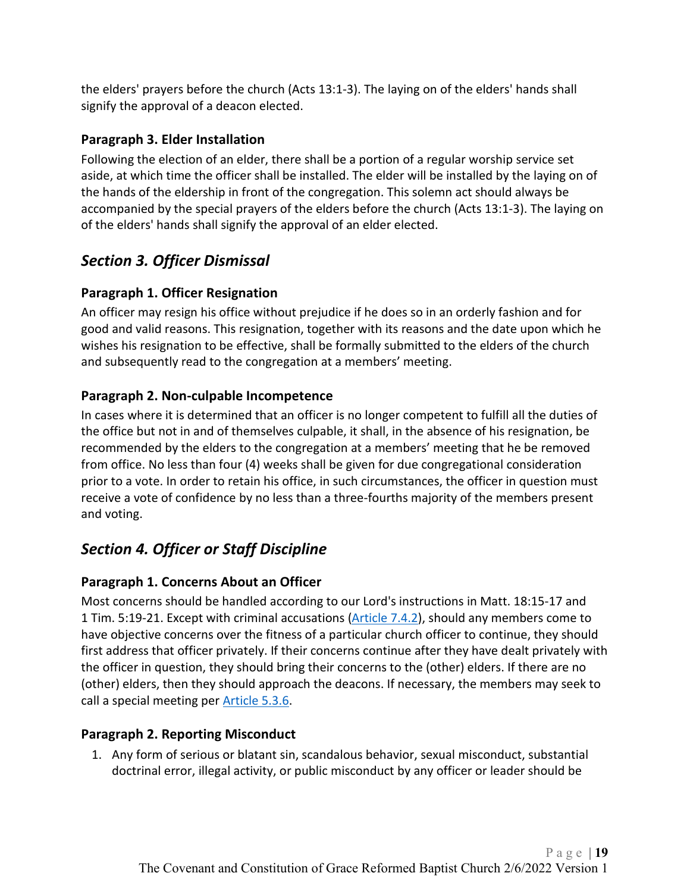the elders' prayers before the church (Acts 13:1-3). The laying on of the elders' hands shall signify the approval of a deacon elected.

### Paragraph 3. Elder Installation

Following the election of an elder, there shall be a portion of a regular worship service set aside, at which time the officer shall be installed. The elder will be installed by the laying on of the hands of the eldership in front of the congregation. This solemn act should always be accompanied by the special prayers of the elders before the church (Acts 13:1-3). The laying on of the elders' hands shall signify the approval of an elder elected.

## *Section 3. Officer Dismissal*

### Paragraph 1. Officer Resignation

An officer may resign his office without prejudice if he does so in an orderly fashion and for good and valid reasons. This resignation, together with its reasons and the date upon which he wishes his resignation to be effective, shall be formally submitted to the elders of the church and subsequently read to the congregation at a members' meeting.

### Paragraph 2. Non-culpable Incompetence

In cases where it is determined that an officer is no longer competent to fulfill all the duties of the office but not in and of themselves culpable, it shall, in the absence of his resignation, be recommended by the elders to the congregation at a members' meeting that he be removed from office. No less than four (4) weeks shall be given for due congregational consideration prior to a vote. In order to retain his office, in such circumstances, the officer in question must receive a vote of confidence by no less than a three-fourths majority of the members present and voting.

## *Section 4. Officer or Staff Discipline*

### Paragraph 1. Concerns About an Officer

Most concerns should be handled according to our Lord's instructions in Matt. 18:15-17 and 1 Tim. 5:19-21. Except with criminal accusations (Article 7.4.2), should any members come to have objective concerns over the fitness of a particular church officer to continue, they should first address that officer privately. If their concerns continue after they have dealt privately with the officer in question, they should bring their concerns to the (other) elders. If there are no (other) elders, then they should approach the deacons. If necessary, the members may seek to call a special meeting per Article 5.3.6.

### Paragraph 2. Reporting Misconduct

1. Any form of serious or blatant sin, scandalous behavior, sexual misconduct, substantial doctrinal error, illegal activity, or public misconduct by any officer or leader should be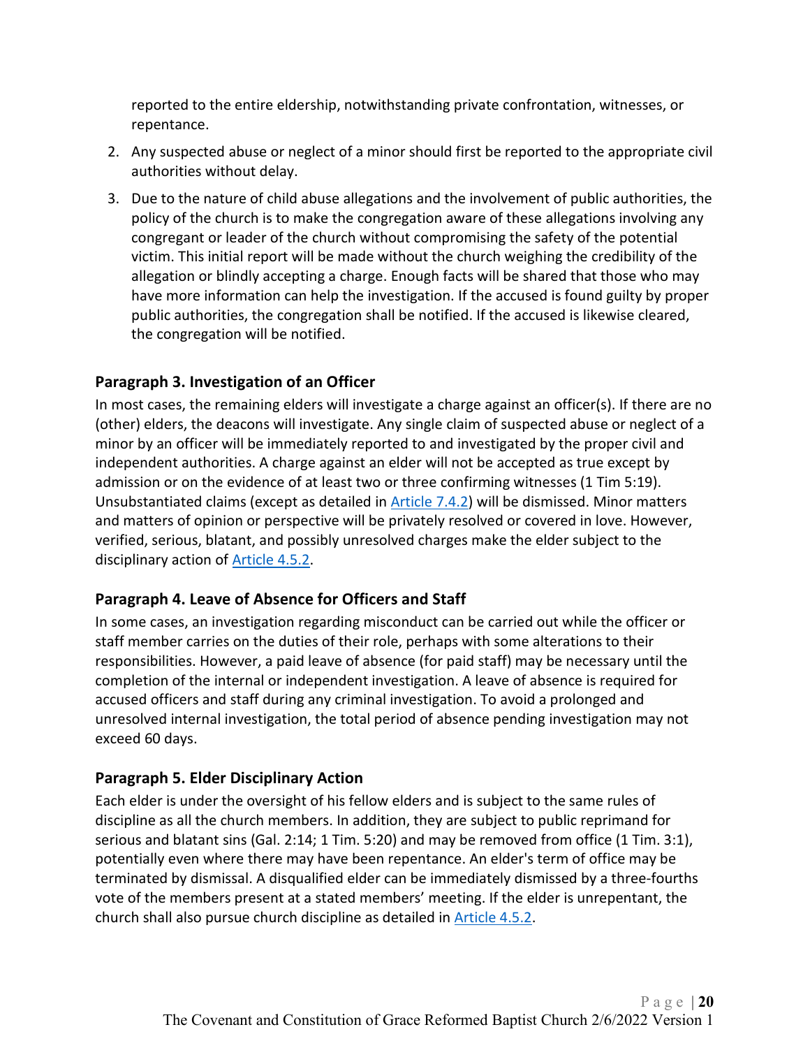reported to the entire eldership, notwithstanding private confrontation, witnesses, or repentance.

2. Any suspected abuse or neglect of a minor should first be reported to the appropriate civil authorities without delay.
3. Due to the nature of child abuse allegations and the involvement of public authorities, the policy of the church is to make the congregation aware of these allegations involving any congregant or leader of the church without compromising the safety of the potential victim. This initial report will be made without the church weighing the credibility of the allegation or blindly accepting a charge. Enough facts will be shared that those who may have more information can help the investigation. If the accused is found guilty by proper public authorities, the congregation shall be notified. If the accused is likewise cleared, the congregation will be notified.

### Paragraph 3. Investigation of an Officer

In most cases, the remaining elders will investigate a charge against an officer(s). If there are no (other) elders, the deacons will investigate. Any single claim of suspected abuse or neglect of a minor by an officer will be immediately reported to and investigated by the proper civil and independent authorities. A charge against an elder will not be accepted as true except by admission or on the evidence of at least two or three confirming witnesses (1 Tim 5:19). Unsubstantiated claims (except as detailed in Article 7.4.2) will be dismissed. Minor matters and matters of opinion or perspective will be privately resolved or covered in love. However, verified, serious, blatant, and possibly unresolved charges make the elder subject to the disciplinary action of Article 4.5.2.

### Paragraph 4. Leave of Absence for Officers and Staff

In some cases, an investigation regarding misconduct can be carried out while the officer or staff member carries on the duties of their role, perhaps with some alterations to their responsibilities. However, a paid leave of absence (for paid staff) may be necessary until the completion of the internal or independent investigation. A leave of absence is required for accused officers and staff during any criminal investigation. To avoid a prolonged and unresolved internal investigation, the total period of absence pending investigation may not exceed 60 days.

### Paragraph 5. Elder Disciplinary Action

Each elder is under the oversight of his fellow elders and is subject to the same rules of discipline as all the church members. In addition, they are subject to public reprimand for serious and blatant sins (Gal. 2:14; 1 Tim. 5:20) and may be removed from office (1 Tim. 3:1), potentially even where there may have been repentance. An elder's term of office may be terminated by dismissal. A disqualified elder can be immediately dismissed by a three-fourths vote of the members present at a stated members' meeting. If the elder is unrepentant, the church shall also pursue church discipline as detailed in Article 4.5.2.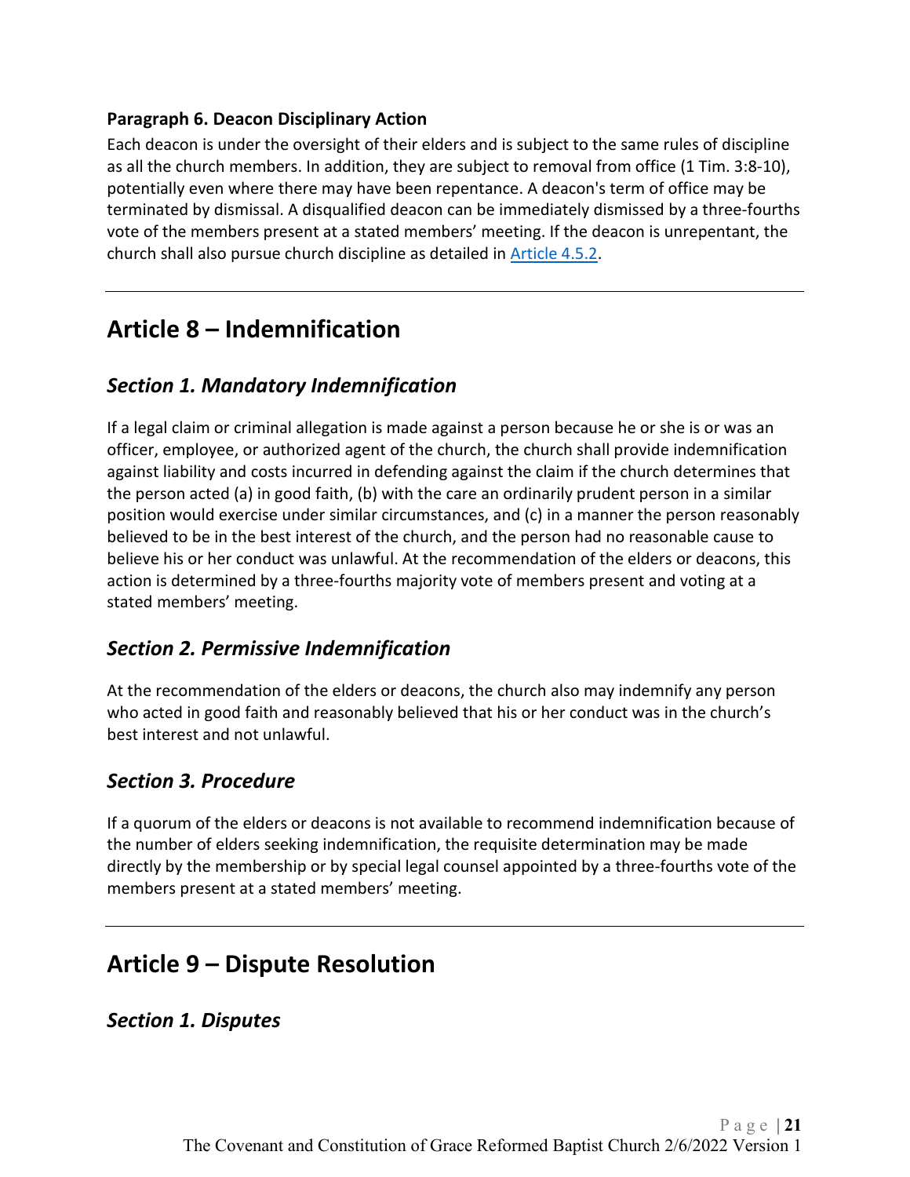**Paragraph 6. Deacon Disciplinary Action**

Each deacon is under the oversight of their elders and is subject to the same rules of discipline as all the church members. In addition, they are subject to removal from office (1 Tim. 3:8-10), potentially even where there may have been repentance. A deacon's term of office may be terminated by dismissal. A disqualified deacon can be immediately dismissed by a three-fourths vote of the members present at a stated members' meeting. If the deacon is unrepentant, the church shall also pursue church discipline as detailed in Article 4.5.2.

---

# Article 8 – Indemnification

## *Section 1. Mandatory Indemnification*

If a legal claim or criminal allegation is made against a person because he or she is or was an officer, employee, or authorized agent of the church, the church shall provide indemnification against liability and costs incurred in defending against the claim if the church determines that the person acted (a) in good faith, (b) with the care an ordinarily prudent person in a similar position would exercise under similar circumstances, and (c) in a manner the person reasonably believed to be in the best interest of the church, and the person had no reasonable cause to believe his or her conduct was unlawful. At the recommendation of the elders or deacons, this action is determined by a three-fourths majority vote of members present and voting at a stated members' meeting.

## *Section 2. Permissive Indemnification*

At the recommendation of the elders or deacons, the church also may indemnify any person who acted in good faith and reasonably believed that his or her conduct was in the church's best interest and not unlawful.

## *Section 3. Procedure*

If a quorum of the elders or deacons is not available to recommend indemnification because of the number of elders seeking indemnification, the requisite determination may be made directly by the membership or by special legal counsel appointed by a three-fourths vote of the members present at a stated members' meeting.

---

# Article 9 – Dispute Resolution

## *Section 1. Disputes*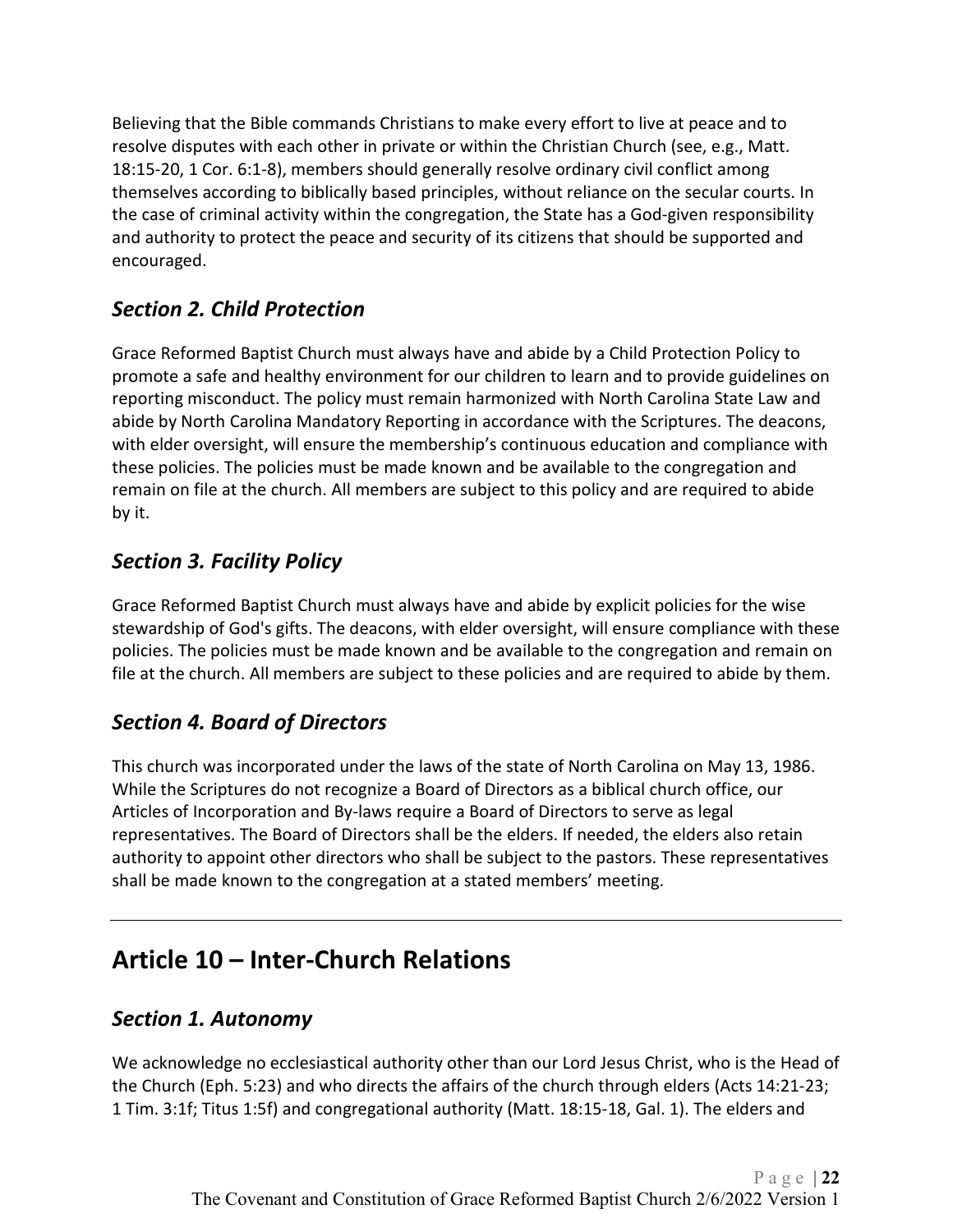Believing that the Bible commands Christians to make every effort to live at peace and to resolve disputes with each other in private or within the Christian Church (see, e.g., Matt. 18:15-20, 1 Cor. 6:1-8), members should generally resolve ordinary civil conflict among themselves according to biblically based principles, without reliance on the secular courts. In the case of criminal activity within the congregation, the State has a God-given responsibility and authority to protect the peace and security of its citizens that should be supported and encouraged.

### *Section 2. Child Protection*

Grace Reformed Baptist Church must always have and abide by a Child Protection Policy to promote a safe and healthy environment for our children to learn and to provide guidelines on reporting misconduct. The policy must remain harmonized with North Carolina State Law and abide by North Carolina Mandatory Reporting in accordance with the Scriptures. The deacons, with elder oversight, will ensure the membership's continuous education and compliance with these policies. The policies must be made known and be available to the congregation and remain on file at the church. All members are subject to this policy and are required to abide by it.

### *Section 3. Facility Policy*

Grace Reformed Baptist Church must always have and abide by explicit policies for the wise stewardship of God's gifts. The deacons, with elder oversight, will ensure compliance with these policies. The policies must be made known and be available to the congregation and remain on file at the church. All members are subject to these policies and are required to abide by them.

### *Section 4. Board of Directors*

This church was incorporated under the laws of the state of North Carolina on May 13, 1986. While the Scriptures do not recognize a Board of Directors as a biblical church office, our Articles of Incorporation and By-laws require a Board of Directors to serve as legal representatives. The Board of Directors shall be the elders. If needed, the elders also retain authority to appoint other directors who shall be subject to the pastors. These representatives shall be made known to the congregation at a stated members' meeting.

---

## Article 10 – Inter-Church Relations

### *Section 1. Autonomy*

We acknowledge no ecclesiastical authority other than our Lord Jesus Christ, who is the Head of the Church (Eph. 5:23) and who directs the affairs of the church through elders (Acts 14:21-23; 1 Tim. 3:1f; Titus 1:5f) and congregational authority (Matt. 18:15-18, Gal. 1). The elders and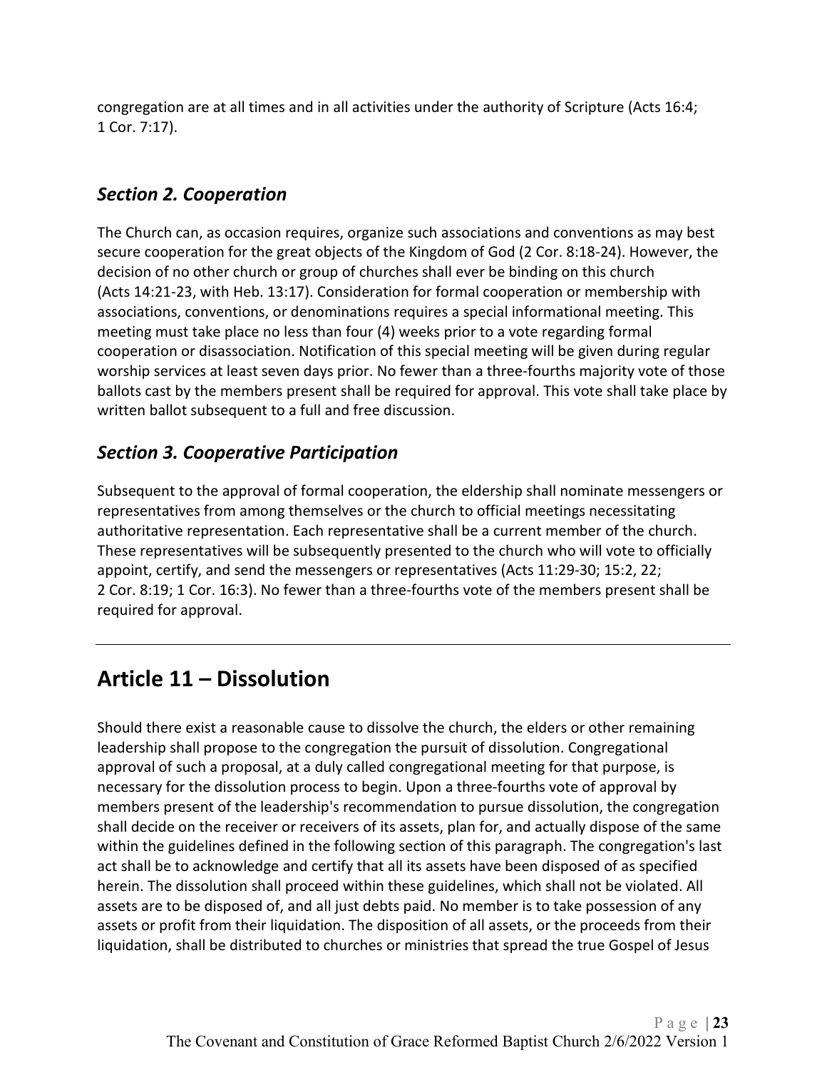congregation are at all times and in all activities under the authority of Scripture (Acts 16:4; 1 Cor. 7:17).

### *Section 2. Cooperation*

The Church can, as occasion requires, organize such associations and conventions as may best secure cooperation for the great objects of the Kingdom of God (2 Cor. 8:18-24). However, the decision of no other church or group of churches shall ever be binding on this church (Acts 14:21-23, with Heb. 13:17). Consideration for formal cooperation or membership with associations, conventions, or denominations requires a special informational meeting. This meeting must take place no less than four (4) weeks prior to a vote regarding formal cooperation or disassociation. Notification of this special meeting will be given during regular worship services at least seven days prior. No fewer than a three-fourths majority vote of those ballots cast by the members present shall be required for approval. This vote shall take place by written ballot subsequent to a full and free discussion.

### *Section 3. Cooperative Participation*

Subsequent to the approval of formal cooperation, the eldership shall nominate messengers or representatives from among themselves or the church to official meetings necessitating authoritative representation. Each representative shall be a current member of the church. These representatives will be subsequently presented to the church who will vote to officially appoint, certify, and send the messengers or representatives (Acts 11:29-30; 15:2, 22; 2 Cor. 8:19; 1 Cor. 16:3). No fewer than a three-fourths vote of the members present shall be required for approval.

---

## Article 11 – Dissolution

Should there exist a reasonable cause to dissolve the church, the elders or other remaining leadership shall propose to the congregation the pursuit of dissolution. Congregational approval of such a proposal, at a duly called congregational meeting for that purpose, is necessary for the dissolution process to begin. Upon a three-fourths vote of approval by members present of the leadership's recommendation to pursue dissolution, the congregation shall decide on the receiver or receivers of its assets, plan for, and actually dispose of the same within the guidelines defined in the following section of this paragraph. The congregation's last act shall be to acknowledge and certify that all its assets have been disposed of as specified herein. The dissolution shall proceed within these guidelines, which shall not be violated. All assets are to be disposed of, and all just debts paid. No member is to take possession of any assets or profit from their liquidation. The disposition of all assets, or the proceeds from their liquidation, shall be distributed to churches or ministries that spread the true Gospel of Jesus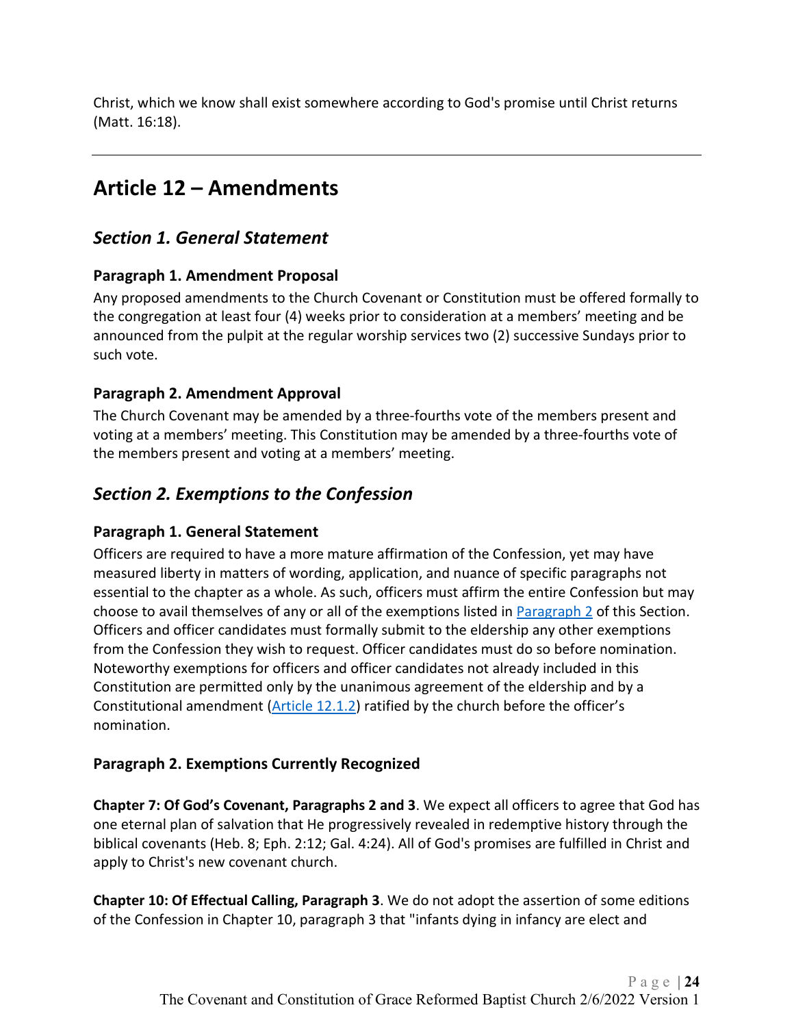Christ, which we know shall exist somewhere according to God's promise until Christ returns (Matt. 16:18).

---

# Article 12 – Amendments

## *Section 1. General Statement*

### Paragraph 1. Amendment Proposal

Any proposed amendments to the Church Covenant or Constitution must be offered formally to the congregation at least four (4) weeks prior to consideration at a members' meeting and be announced from the pulpit at the regular worship services two (2) successive Sundays prior to such vote.

### Paragraph 2. Amendment Approval

The Church Covenant may be amended by a three-fourths vote of the members present and voting at a members' meeting. This Constitution may be amended by a three-fourths vote of the members present and voting at a members' meeting.

## *Section 2. Exemptions to the Confession*

### Paragraph 1. General Statement

Officers are required to have a more mature affirmation of the Confession, yet may have measured liberty in matters of wording, application, and nuance of specific paragraphs not essential to the chapter as a whole. As such, officers must affirm the entire Confession but may choose to avail themselves of any or all of the exemptions listed in Paragraph 2 of this Section. Officers and officer candidates must formally submit to the eldership any other exemptions from the Confession they wish to request. Officer candidates must do so before nomination. Noteworthy exemptions for officers and officer candidates not already included in this Constitution are permitted only by the unanimous agreement of the eldership and by a Constitutional amendment (Article 12.1.2) ratified by the church before the officer's nomination.

### Paragraph 2. Exemptions Currently Recognized

**Chapter 7: Of God's Covenant, Paragraphs 2 and 3**. We expect all officers to agree that God has one eternal plan of salvation that He progressively revealed in redemptive history through the biblical covenants (Heb. 8; Eph. 2:12; Gal. 4:24). All of God's promises are fulfilled in Christ and apply to Christ's new covenant church.

**Chapter 10: Of Effectual Calling, Paragraph 3**. We do not adopt the assertion of some editions of the Confession in Chapter 10, paragraph 3 that "infants dying in infancy are elect and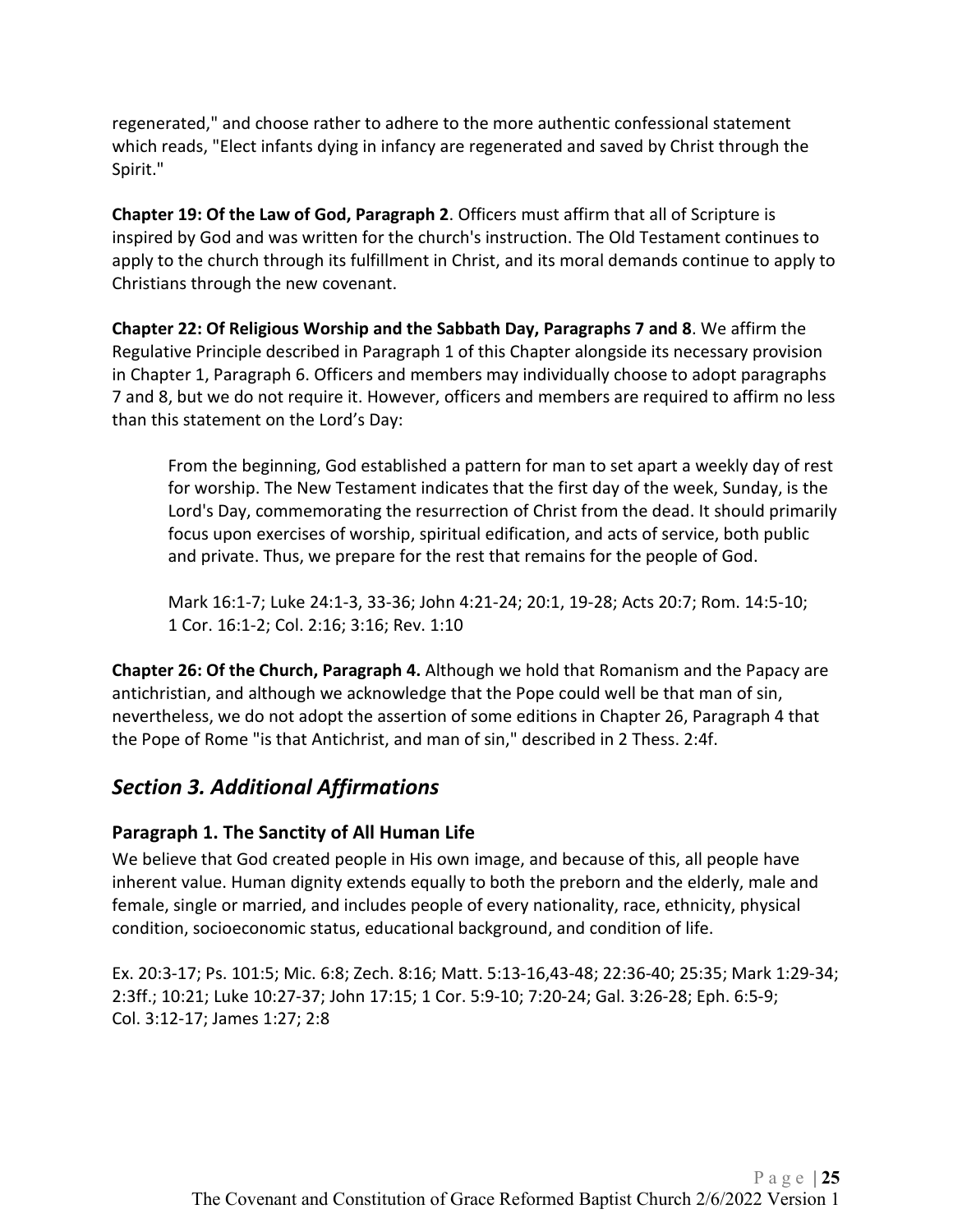regenerated," and choose rather to adhere to the more authentic confessional statement which reads, "Elect infants dying in infancy are regenerated and saved by Christ through the Spirit."

**Chapter 19: Of the Law of God, Paragraph 2**. Officers must affirm that all of Scripture is inspired by God and was written for the church's instruction. The Old Testament continues to apply to the church through its fulfillment in Christ, and its moral demands continue to apply to Christians through the new covenant.

**Chapter 22: Of Religious Worship and the Sabbath Day, Paragraphs 7 and 8**. We affirm the Regulative Principle described in Paragraph 1 of this Chapter alongside its necessary provision in Chapter 1, Paragraph 6. Officers and members may individually choose to adopt paragraphs 7 and 8, but we do not require it. However, officers and members are required to affirm no less than this statement on the Lord's Day:

> From the beginning, God established a pattern for man to set apart a weekly day of rest for worship. The New Testament indicates that the first day of the week, Sunday, is the Lord's Day, commemorating the resurrection of Christ from the dead. It should primarily focus upon exercises of worship, spiritual edification, and acts of service, both public and private. Thus, we prepare for the rest that remains for the people of God.
>
> Mark 16:1-7; Luke 24:1-3, 33-36; John 4:21-24; 20:1, 19-28; Acts 20:7; Rom. 14:5-10; 1 Cor. 16:1-2; Col. 2:16; 3:16; Rev. 1:10

**Chapter 26: Of the Church, Paragraph 4.** Although we hold that Romanism and the Papacy are antichristian, and although we acknowledge that the Pope could well be that man of sin, nevertheless, we do not adopt the assertion of some editions in Chapter 26, Paragraph 4 that the Pope of Rome "is that Antichrist, and man of sin," described in 2 Thess. 2:4f.

## *Section 3. Additional Affirmations*

### Paragraph 1. The Sanctity of All Human Life

We believe that God created people in His own image, and because of this, all people have inherent value. Human dignity extends equally to both the preborn and the elderly, male and female, single or married, and includes people of every nationality, race, ethnicity, physical condition, socioeconomic status, educational background, and condition of life.

Ex. 20:3-17; Ps. 101:5; Mic. 6:8; Zech. 8:16; Matt. 5:13-16,43-48; 22:36-40; 25:35; Mark 1:29-34; 2:3ff.; 10:21; Luke 10:27-37; John 17:15; 1 Cor. 5:9-10; 7:20-24; Gal. 3:26-28; Eph. 6:5-9; Col. 3:12-17; James 1:27; 2:8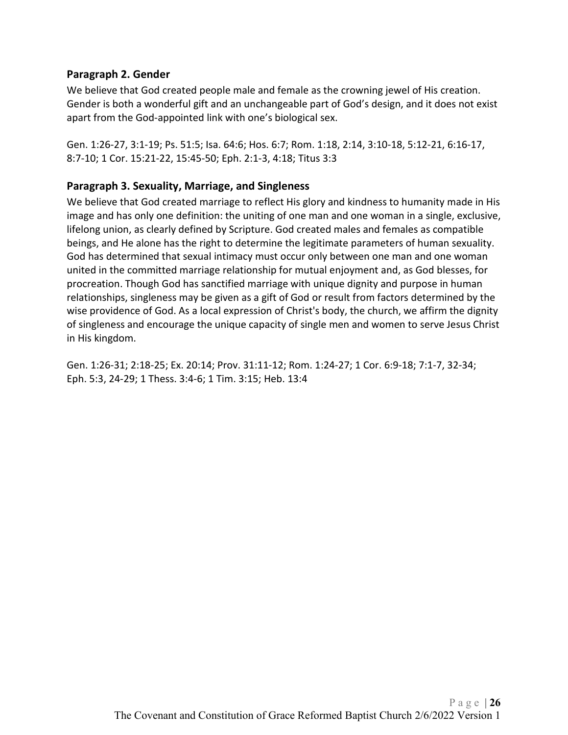### Paragraph 2. Gender

We believe that God created people male and female as the crowning jewel of His creation. Gender is both a wonderful gift and an unchangeable part of God's design, and it does not exist apart from the God-appointed link with one's biological sex.

Gen. 1:26-27, 3:1-19; Ps. 51:5; Isa. 64:6; Hos. 6:7; Rom. 1:18, 2:14, 3:10-18, 5:12-21, 6:16-17, 8:7-10; 1 Cor. 15:21-22, 15:45-50; Eph. 2:1-3, 4:18; Titus 3:3

### Paragraph 3. Sexuality, Marriage, and Singleness

We believe that God created marriage to reflect His glory and kindness to humanity made in His image and has only one definition: the uniting of one man and one woman in a single, exclusive, lifelong union, as clearly defined by Scripture. God created males and females as compatible beings, and He alone has the right to determine the legitimate parameters of human sexuality. God has determined that sexual intimacy must occur only between one man and one woman united in the committed marriage relationship for mutual enjoyment and, as God blesses, for procreation. Though God has sanctified marriage with unique dignity and purpose in human relationships, singleness may be given as a gift of God or result from factors determined by the wise providence of God. As a local expression of Christ's body, the church, we affirm the dignity of singleness and encourage the unique capacity of single men and women to serve Jesus Christ in His kingdom.

Gen. 1:26-31; 2:18-25; Ex. 20:14; Prov. 31:11-12; Rom. 1:24-27; 1 Cor. 6:9-18; 7:1-7, 32-34; Eph. 5:3, 24-29; 1 Thess. 3:4-6; 1 Tim. 3:15; Heb. 13:4